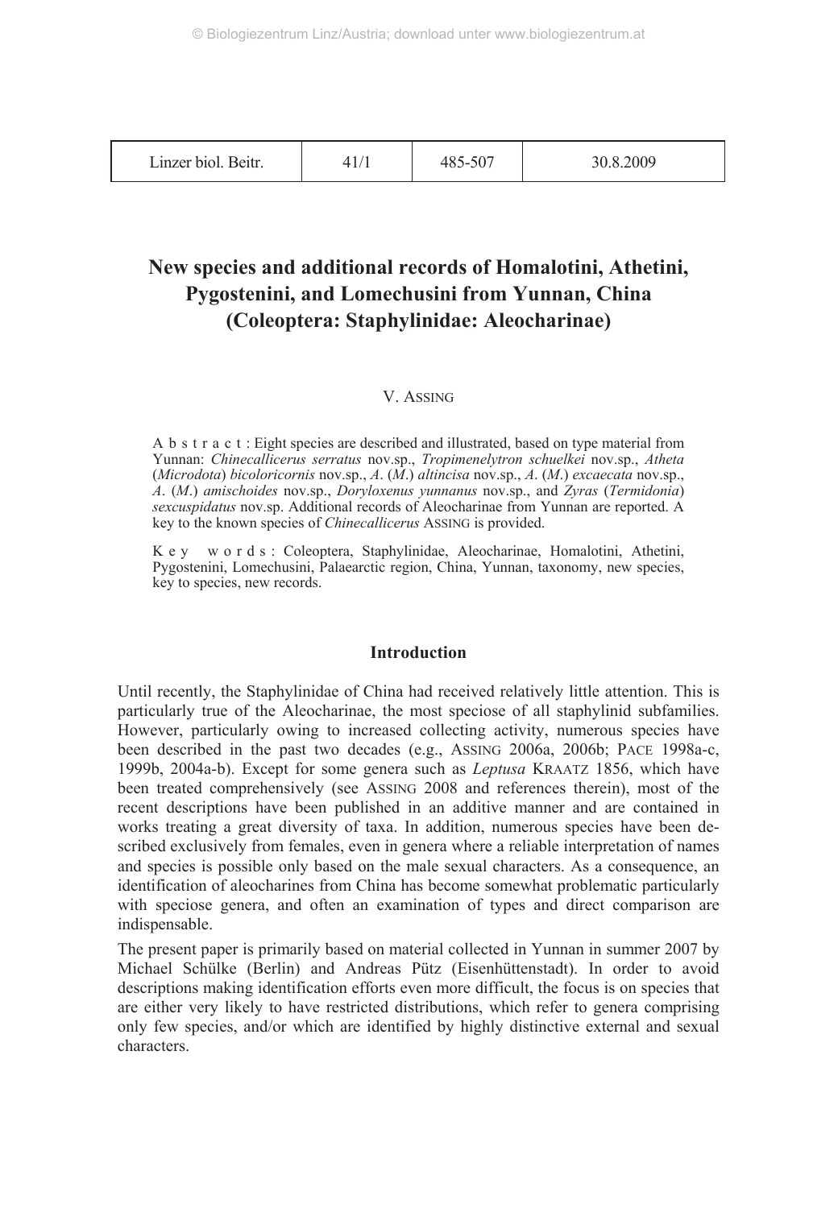# New species and additional records of Homalotini, Athetini, Pygostenini, and Lomechusini from Yunnan, China (Coleoptera: Staphylinidae: Aleocharinae)

V. ASSING

A b s t r a c t : Eight species are described and illustrated, based on type material from Yunnan: *Chinecallicerus serratus* nov.sp., *Tropimenelytron schuelkei* nov.sp., *Atheta* (*Microdota*) *bicoloricornis* nov.sp., *A*. (*M*.) *altincisa* nov.sp., *A*. (*M*.) *excaecata* nov.sp., *A*. (*M*.) *amischoides* nov.sp., *Doryloxenus yunnanus* nov.sp., and *Zyras* (*Termidonia*) *sexcuspidatus* nov.sp. Additional records of Aleocharinae from Yunnan are reported. A key to the known species of *Chinecallicerus* ASSING is provided.

K e y w o r d s : Coleoptera, Staphylinidae, Aleocharinae, Homalotini, Athetini, Pygostenini, Lomechusini, Palaearctic region, China, Yunnan, taxonomy, new species, key to species, new records.

## Introduction

Until recently, the Staphylinidae of China had received relatively little attention. This is particularly true of the Aleocharinae, the most speciose of all staphylinid subfamilies. However, particularly owing to increased collecting activity, numerous species have been described in the past two decades (e.g., ASSING 2006a, 2006b; PACE 1998a-c, 1999b, 2004a-b). Except for some genera such as *Leptusa* KRAATZ 1856, which have been treated comprehensively (see ASSING 2008 and references therein), most of the recent descriptions have been published in an additive manner and are contained in works treating a great diversity of taxa. In addition, numerous species have been described exclusively from females, even in genera where a reliable interpretation of names and species is possible only based on the male sexual characters. As a consequence, an identification of aleocharines from China has become somewhat problematic particularly with speciose genera, and often an examination of types and direct comparison are indispensable.

The present paper is primarily based on material collected in Yunnan in summer 2007 by Michael Schülke (Berlin) and Andreas Pütz (Eisenhüttenstadt). In order to avoid descriptions making identification efforts even more difficult, the focus is on species that are either very likely to have restricted distributions, which refer to genera comprising only few species, and/or which are identified by highly distinctive external and sexual characters.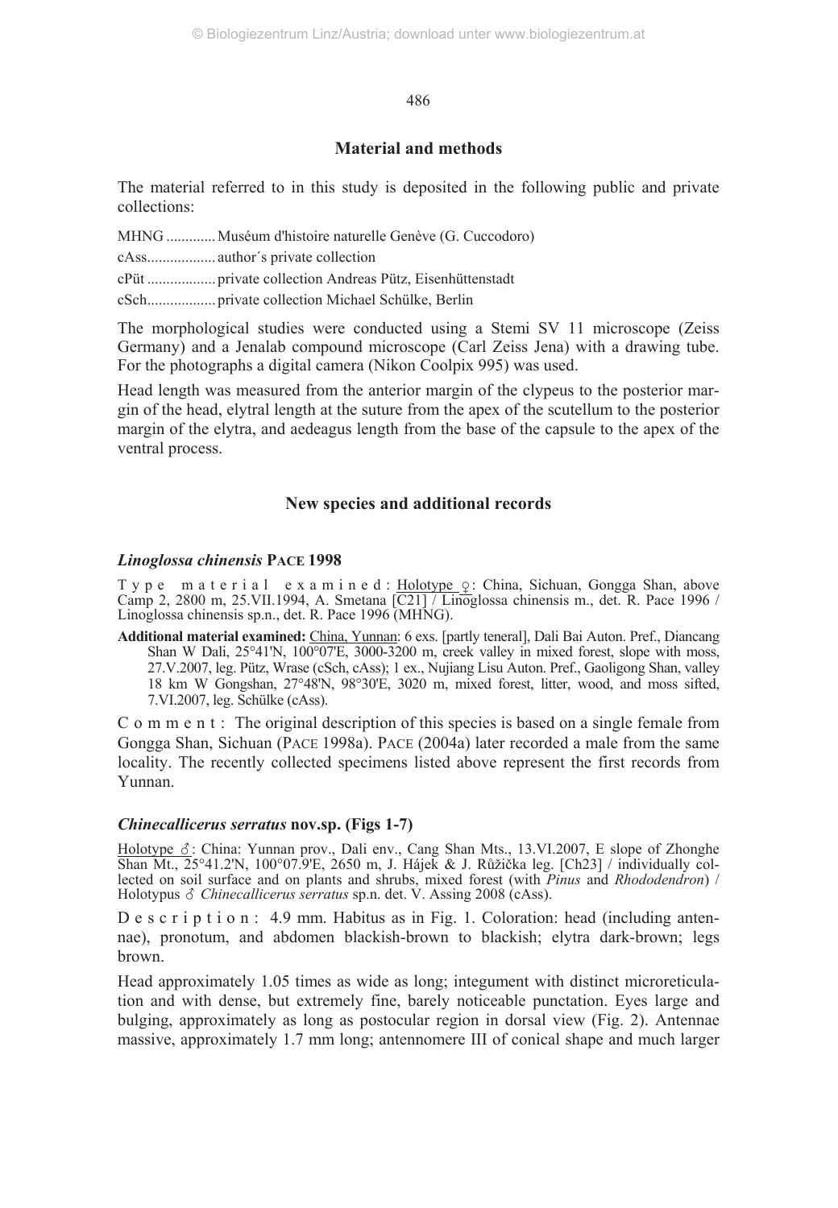## Material and methods

The material referred to in this study is deposited in the following public and private collections:

MHNG ............. Muséum d'histoire naturelle Genève (G. Cuccodoro)

cAss.................. author´s private collection

cPüt .................. private collection Andreas Pütz, Eisenhüttenstadt

cSch.................. private collection Michael Schülke, Berlin

The morphological studies were conducted using a Stemi SV 11 microscope (Zeiss Germany) and a Jenalab compound microscope (Carl Zeiss Jena) with a drawing tube. For the photographs a digital camera (Nikon Coolpix 995) was used.

Head length was measured from the anterior margin of the clypeus to the posterior margin of the head, elytral length at the suture from the apex of the scutellum to the posterior margin of the elytra, and aedeagus length from the base of the capsule to the apex of the ventral process.

## New species and additional records

### *Linoglossa chinensis* PACE 1998

T y p e m a t e r i a l e x a m i n e d : Holotype ♀: China, Sichuan, Gongga Shan, above Camp 2, 2800 m, 25.VII.1994, A. Smetana [C21] / Linoglossa chinensis m., det. R. Pace 1996 / Linoglossa chinensis sp.n., det. R. Pace 1996 (MHNG).

**Additional material examined:** China, Yunnan: 6 exs. [partly teneral], Dali Bai Auton. Pref., Diancang Shan W Dali, 25°41'N, 100°07'E, 3000-3200 m, creek valley in mixed forest, slope with moss, 27.V.2007, leg. Pütz, Wrase (cSch, cAss); 1 ex., Nujiang Lisu Auton. Pref., Gaoligong Shan, valley 18 km W Gongshan, 27°48'N, 98°30'E, 3020 m, mixed forest, litter, wood, and moss sifted, 7.VI.2007, leg. Schülke (cAss).

C o m m e n t : The original description of this species is based on a single female from Gongga Shan, Sichuan (PACE 1998a). PACE (2004a) later recorded a male from the same locality. The recently collected specimens listed above represent the first records from Yunnan.

### *Chinecallicerus serratus* nov.sp. (Figs 1-7)

Holotype ♂: China: Yunnan prov., Dali env., Cang Shan Mts., 13.VI.2007, E slope of Zhonghe Shan Mt., 25°41.2'N, 100°07.9'E, 2650 m, J. Hájek & J. Růžička leg. [Ch23] / individually collected on soil surface and on plants and shrubs, mixed forest (with *Pinus* and *Rhododendron*) / Holotypus ♂ *Chinecallicerus serratus* sp.n. det. V. Assing 2008 (cAss).

D e s c r i p t i o n : 4.9 mm. Habitus as in Fig. 1. Coloration: head (including antennae), pronotum, and abdomen blackish-brown to blackish; elytra dark-brown; legs brown.

Head approximately 1.05 times as wide as long; integument with distinct microreticulation and with dense, but extremely fine, barely noticeable punctation. Eyes large and bulging, approximately as long as postocular region in dorsal view (Fig. 2). Antennae massive, approximately 1.7 mm long; antennomere III of conical shape and much larger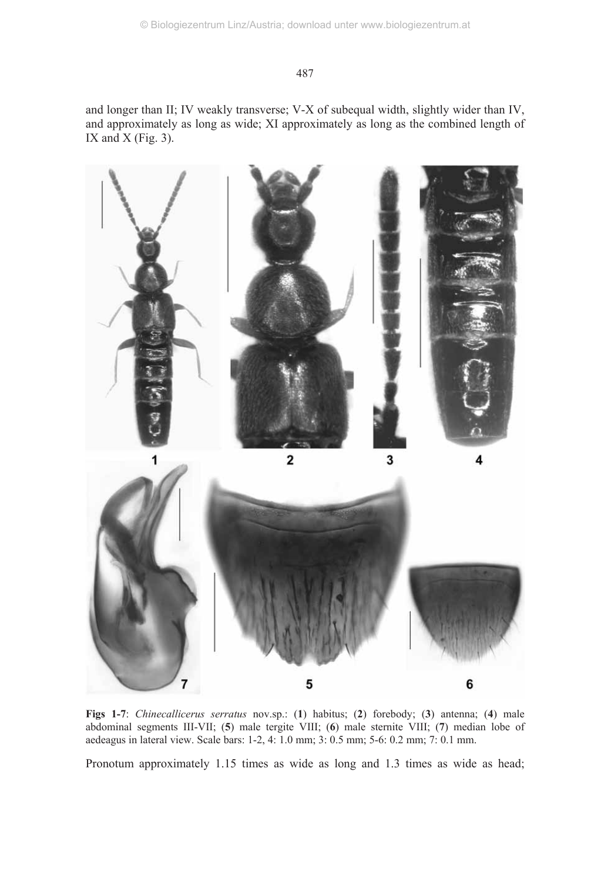and longer than II; IV weakly transverse; V-X of subequal width, slightly wider than IV, and approximately as long as wide; XI approximately as long as the combined length of IX and X (Fig. 3).

**Figs 1-7**: *Chinecallicerus serratus* nov.sp.: (**1**) habitus; (**2**) forebody; (**3**) antenna; (**4**) male abdominal segments III-VII; (**5**) male tergite VIII; (**6**) male sternite VIII; (**7**) median lobe of aedeagus in lateral view. Scale bars: 1-2, 4: 1.0 mm; 3: 0.5 mm; 5-6: 0.2 mm; 7: 0.1 mm.

Pronotum approximately 1.15 times as wide as long and 1.3 times as wide as head;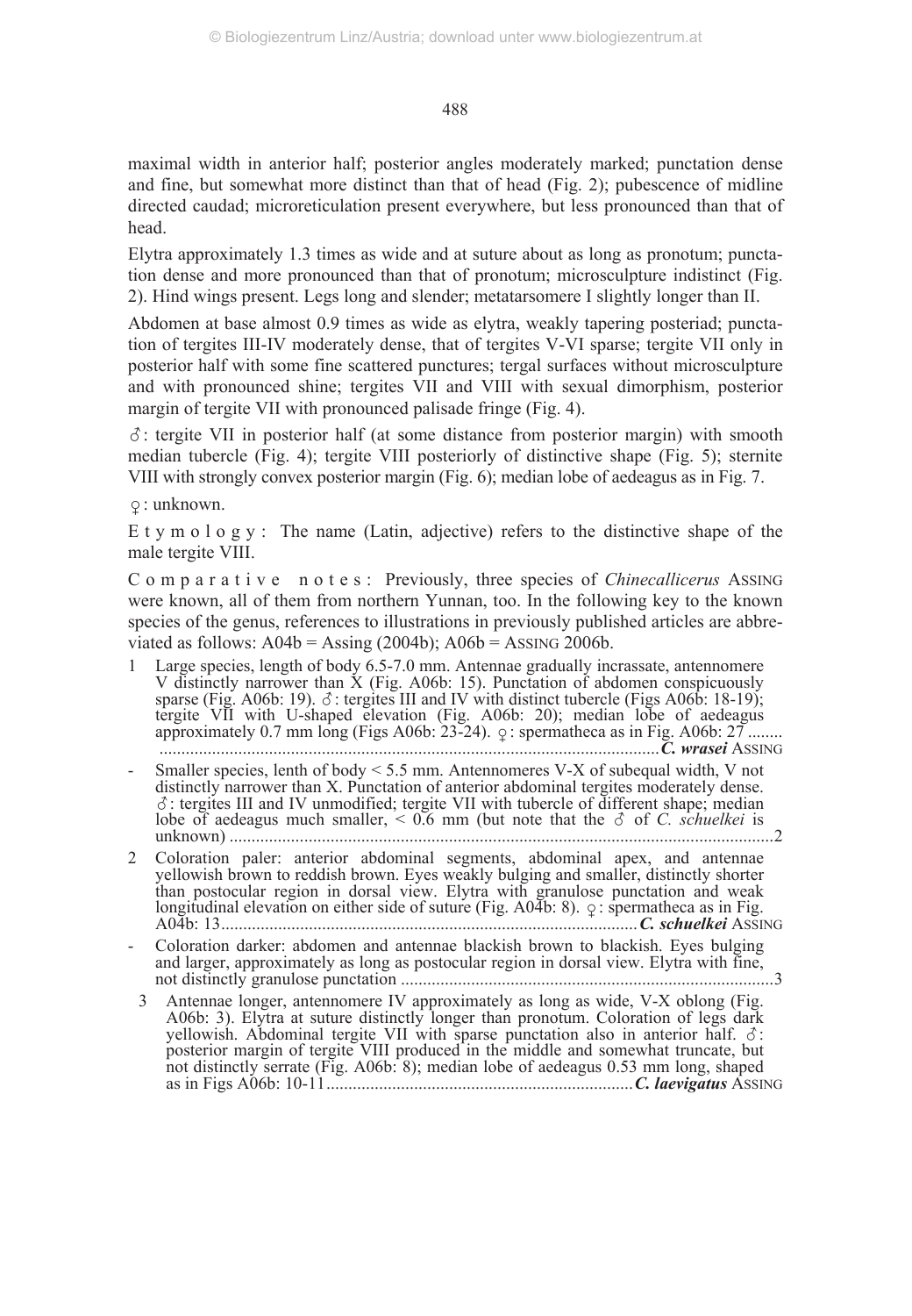maximal width in anterior half; posterior angles moderately marked; punctation dense and fine, but somewhat more distinct than that of head (Fig. 2); pubescence of midline directed caudad; microreticulation present everywhere, but less pronounced than that of head.

Elytra approximately 1.3 times as wide and at suture about as long as pronotum; punctation dense and more pronounced than that of pronotum; microsculpture indistinct (Fig. 2). Hind wings present. Legs long and slender; metatarsomere I slightly longer than II.

Abdomen at base almost 0.9 times as wide as elytra, weakly tapering posteriad; punctation of tergites III-IV moderately dense, that of tergites V-VI sparse; tergite VII only in posterior half with some fine scattered punctures; tergal surfaces without microsculpture and with pronounced shine; tergites VII and VIII with sexual dimorphism, posterior margin of tergite VII with pronounced palisade fringe (Fig. 4).

♂: tergite VII in posterior half (at some distance from posterior margin) with smooth median tubercle (Fig. 4); tergite VIII posteriorly of distinctive shape (Fig. 5); sternite VIII with strongly convex posterior margin (Fig. 6); median lobe of aedeagus as in Fig. 7.

♀: unknown.

E t y m o l o g y : The name (Latin, adjective) refers to the distinctive shape of the male tergite VIII.

C o m p a r a t i v e   n o t e s : Previously, three species of *Chinecallicerus* ASSING were known, all of them from northern Yunnan, too. In the following key to the known species of the genus, references to illustrations in previously published articles are abbreviated as follows: A04b = Assing (2004b); A06b = ASSING 2006b.

1 Large species, length of body 6.5-7.0 mm. Antennae gradually incrassate, antennomere V distinctly narrower than X (Fig. A06b: 15). Punctation of abdomen conspicuously sparse (Fig. A06b: 19). ♂: tergites III and IV with distinct tubercle (Figs A06b: 18-19); tergite VII with U-shaped elevation (Fig. A06b: 20); median lobe of aedeagus approximately 0.7 mm long (Figs A06b: 23-24). ♀: spermatheca as in Fig. A06b: 27 ........ ........................................................................................................... ***C. wrasei*** ASSING

\- Smaller species, lenth of body < 5.5 mm. Antennomeres V-X of subequal width, V not distinctly narrower than X. Punctation of anterior abdominal tergites moderately dense. ♂: tergites III and IV unmodified; tergite VII with tubercle of different shape; median lobe of aedeagus much smaller, < 0.6 mm (but note that the ♂ of *C. schuelkei* is unknown) .......................................................................................................................2

2 Coloration paler: anterior abdominal segments, abdominal apex, and antennae yellowish brown to reddish brown. Eyes weakly bulging and smaller, distinctly shorter than postocular region in dorsal view. Elytra with granulose punctation and weak longitudinal elevation on either side of suture (Fig. A04b: 8). ♀: spermatheca as in Fig. A04b: 13............................................................................................. ***C. schuelkei*** ASSING

\- Coloration darker: abdomen and antennae blackish brown to blackish. Eyes bulging and larger, approximately as long as postocular region in dorsal view. Elytra with fine, not distinctly granulose punctation .....................................................................................3

3 Antennae longer, antennomere IV approximately as long as wide, V-X oblong (Fig. A06b: 3). Elytra at suture distinctly longer than pronotum. Coloration of legs dark yellowish. Abdominal tergite VII with sparse punctation also in anterior half. ♂: posterior margin of tergite VIII produced in the middle and somewhat truncate, but not distinctly serrate (Fig. A06b: 8); median lobe of aedeagus 0.53 mm long, shaped as in Figs A06b: 10-11..................................................................... ***C. laevigatus*** ASSING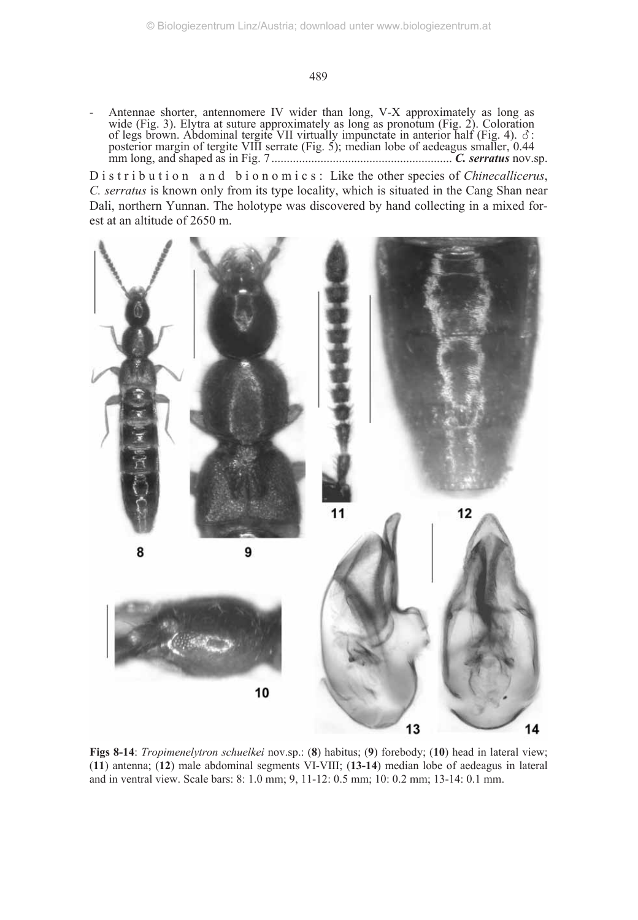- Antennae shorter, antennomere IV wider than long, V-X approximately as long as wide (Fig. 3). Elytra at suture approximately as long as pronotum (Fig. 2). Coloration of legs brown. Abdominal tergite VII virtually impunctate in anterior half (Fig. 4). ♂: posterior margin of tergite VIII serrate (Fig. 5); median lobe of aedeagus smaller, 0.44 mm long, and shaped as in Fig. 7 ........................................................... ***C. serratus*** nov.sp.

Distribution and bionomics: Like the other species of *Chinecallicerus*, *C. serratus* is known only from its type locality, which is situated in the Cang Shan near Dali, northern Yunnan. The holotype was discovered by hand collecting in a mixed forest at an altitude of 2650 m.

**Figs 8-14**: *Tropimenelytron schuelkei* nov.sp.: (**8**) habitus; (**9**) forebody; (**10**) head in lateral view; (**11**) antenna; (**12**) male abdominal segments VI-VIII; (**13-14**) median lobe of aedeagus in lateral and in ventral view. Scale bars: 8: 1.0 mm; 9, 11-12: 0.5 mm; 10: 0.2 mm; 13-14: 0.1 mm.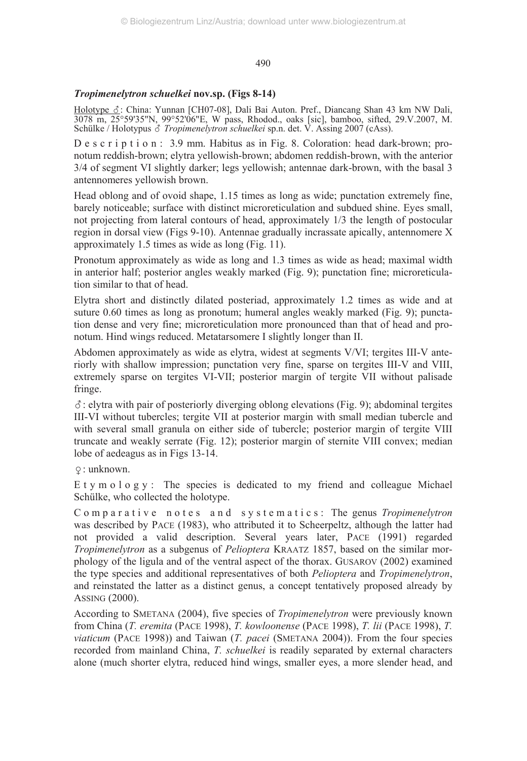### *Tropimenelytron schuelkei* nov.sp. (Figs 8-14)

Holotype ♂: China: Yunnan [CH07-08], Dali Bai Auton. Pref., Diancang Shan 43 km NW Dali, 3078 m, 25°59'35"N, 99°52'06"E, W pass, Rhodod., oaks [sic], bamboo, sifted, 29.V.2007, M. Schülke / Holotypus ♂ *Tropimenelytron schuelkei* sp.n. det. V. Assing 2007 (cAss).

Description: 3.9 mm. Habitus as in Fig. 8. Coloration: head dark-brown; pronotum reddish-brown; elytra yellowish-brown; abdomen reddish-brown, with the anterior 3/4 of segment VI slightly darker; legs yellowish; antennae dark-brown, with the basal 3 antennomeres yellowish brown.

Head oblong and of ovoid shape, 1.15 times as long as wide; punctation extremely fine, barely noticeable; surface with distinct microreticulation and subdued shine. Eyes small, not projecting from lateral contours of head, approximately 1/3 the length of postocular region in dorsal view (Figs 9-10). Antennae gradually incrassate apically, antennomere X approximately 1.5 times as wide as long (Fig. 11).

Pronotum approximately as wide as long and 1.3 times as wide as head; maximal width in anterior half; posterior angles weakly marked (Fig. 9); punctation fine; microreticulation similar to that of head.

Elytra short and distinctly dilated posteriad, approximately 1.2 times as wide and at suture 0.60 times as long as pronotum; humeral angles weakly marked (Fig. 9); punctation dense and very fine; microreticulation more pronounced than that of head and pronotum. Hind wings reduced. Metatarsomere I slightly longer than II.

Abdomen approximately as wide as elytra, widest at segments V/VI; tergites III-V anteriorly with shallow impression; punctation very fine, sparse on tergites III-V and VIII, extremely sparse on tergites VI-VII; posterior margin of tergite VII without palisade fringe.

♂: elytra with pair of posteriorly diverging oblong elevations (Fig. 9); abdominal tergites III-VI without tubercles; tergite VII at posterior margin with small median tubercle and with several small granula on either side of tubercle; posterior margin of tergite VIII truncate and weakly serrate (Fig. 12); posterior margin of sternite VIII convex; median lobe of aedeagus as in Figs 13-14.

♀: unknown.

Etymology: The species is dedicated to my friend and colleague Michael Schülke, who collected the holotype.

Comparative notes and systematics: The genus *Tropimenelytron* was described by PACE (1983), who attributed it to Scheerpeltz, although the latter had not provided a valid description. Several years later, PACE (1991) regarded *Tropimenelytron* as a subgenus of *Pelioptera* KRAATZ 1857, based on the similar morphology of the ligula and of the ventral aspect of the thorax. GUSAROV (2002) examined the type species and additional representatives of both *Pelioptera* and *Tropimenelytron*, and reinstated the latter as a distinct genus, a concept tentatively proposed already by ASSING (2000).

According to SMETANA (2004), five species of *Tropimenelytron* were previously known from China (*T. eremita* (PACE 1998), *T. kowloonense* (PACE 1998), *T. lii* (PACE 1998), *T. viaticum* (PACE 1998)) and Taiwan (*T. pacei* (SMETANA 2004)). From the four species recorded from mainland China, *T. schuelkei* is readily separated by external characters alone (much shorter elytra, reduced hind wings, smaller eyes, a more slender head, and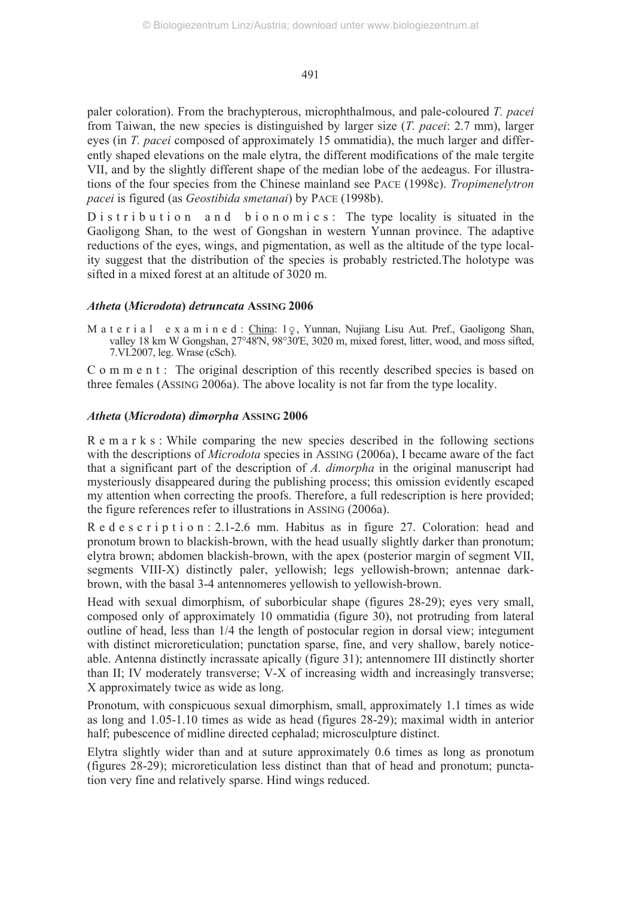paler coloration). From the brachypterous, microphthalmous, and pale-coloured *T. pacei* from Taiwan, the new species is distinguished by larger size (*T. pacei*: 2.7 mm), larger eyes (in *T. pacei* composed of approximately 15 ommatidia), the much larger and differently shaped elevations on the male elytra, the different modifications of the male tergite VII, and by the slightly different shape of the median lobe of the aedeagus. For illustrations of the four species from the Chinese mainland see PACE (1998c). *Tropimenelytron pacei* is figured (as *Geostibida smetanai*) by PACE (1998b).

Distribution and bionomics: The type locality is situated in the Gaoligong Shan, to the west of Gongshan in western Yunnan province. The adaptive reductions of the eyes, wings, and pigmentation, as well as the altitude of the type locality suggest that the distribution of the species is probably restricted.The holotype was sifted in a mixed forest at an altitude of 3020 m.

### *Atheta* (*Microdota*) *detruncata* ASSING 2006

Material examined: China: 1♀, Yunnan, Nujiang Lisu Aut. Pref., Gaoligong Shan, valley 18 km W Gongshan, 27°48'N, 98°30'E, 3020 m, mixed forest, litter, wood, and moss sifted, 7.VI.2007, leg. Wrase (cSch).

Comment: The original description of this recently described species is based on three females (ASSING 2006a). The above locality is not far from the type locality.

### *Atheta* (*Microdota*) *dimorpha* ASSING 2006

Remarks: While comparing the new species described in the following sections with the descriptions of *Microdota* species in ASSING (2006a), I became aware of the fact that a significant part of the description of *A. dimorpha* in the original manuscript had mysteriously disappeared during the publishing process; this omission evidently escaped my attention when correcting the proofs. Therefore, a full redescription is here provided; the figure references refer to illustrations in ASSING (2006a).

Redescription: 2.1-2.6 mm. Habitus as in figure 27. Coloration: head and pronotum brown to blackish-brown, with the head usually slightly darker than pronotum; elytra brown; abdomen blackish-brown, with the apex (posterior margin of segment VII, segments VIII-X) distinctly paler, yellowish; legs yellowish-brown; antennae dark-brown, with the basal 3-4 antennomeres yellowish to yellowish-brown.

Head with sexual dimorphism, of suborbicular shape (figures 28-29); eyes very small, composed only of approximately 10 ommatidia (figure 30), not protruding from lateral outline of head, less than 1/4 the length of postocular region in dorsal view; integument with distinct microreticulation; punctation sparse, fine, and very shallow, barely noticeable. Antenna distinctly incrassate apically (figure 31); antennomere III distinctly shorter than II; IV moderately transverse; V-X of increasing width and increasingly transverse; X approximately twice as wide as long.

Pronotum, with conspicuous sexual dimorphism, small, approximately 1.1 times as wide as long and 1.05-1.10 times as wide as head (figures 28-29); maximal width in anterior half; pubescence of midline directed cephalad; microsculpture distinct.

Elytra slightly wider than and at suture approximately 0.6 times as long as pronotum (figures 28-29); microreticulation less distinct than that of head and pronotum; punctation very fine and relatively sparse. Hind wings reduced.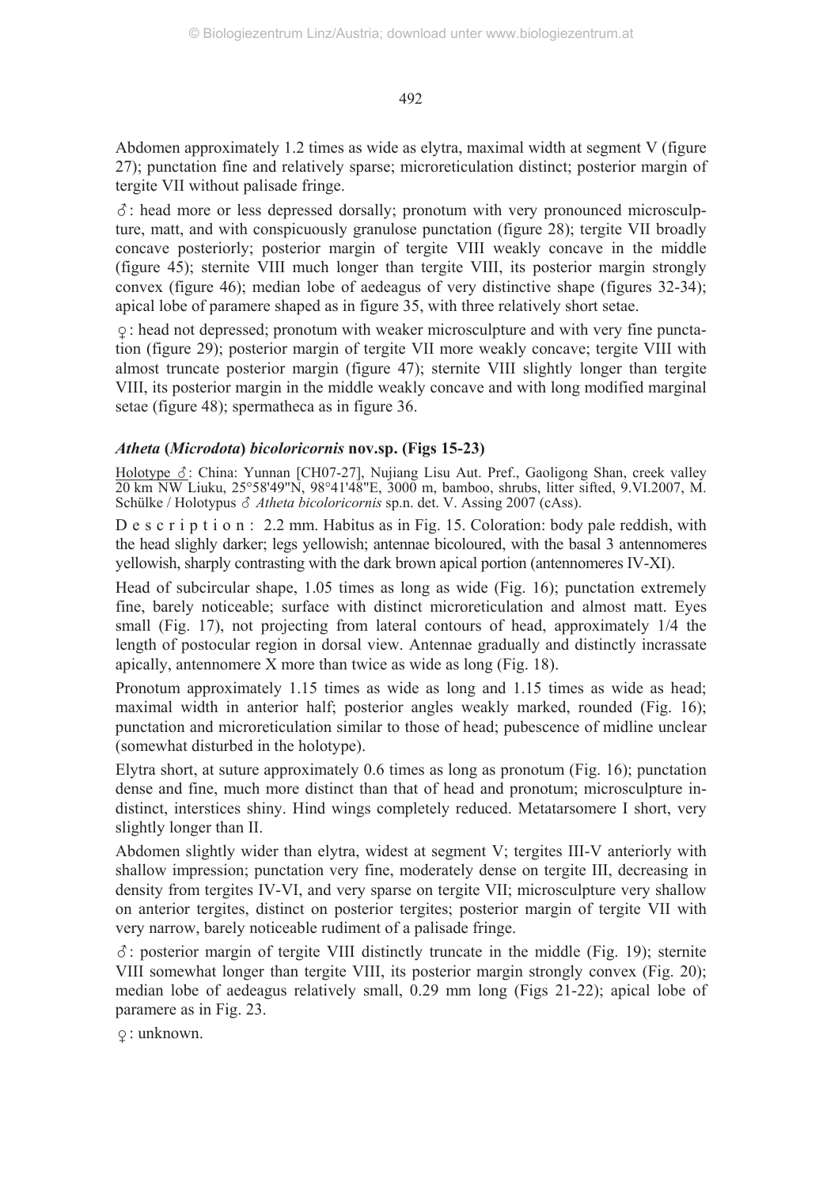Abdomen approximately 1.2 times as wide as elytra, maximal width at segment V (figure 27); punctation fine and relatively sparse; microreticulation distinct; posterior margin of tergite VII without palisade fringe.

♂: head more or less depressed dorsally; pronotum with very pronounced microsculpture, matt, and with conspicuously granulose punctation (figure 28); tergite VII broadly concave posteriorly; posterior margin of tergite VIII weakly concave in the middle (figure 45); sternite VIII much longer than tergite VIII, its posterior margin strongly convex (figure 46); median lobe of aedeagus of very distinctive shape (figures 32-34); apical lobe of paramere shaped as in figure 35, with three relatively short setae.

♀: head not depressed; pronotum with weaker microsculpture and with very fine punctation (figure 29); posterior margin of tergite VII more weakly concave; tergite VIII with almost truncate posterior margin (figure 47); sternite VIII slightly longer than tergite VIII, its posterior margin in the middle weakly concave and with long modified marginal setae (figure 48); spermatheca as in figure 36.

### *Atheta* (*Microdota*) *bicoloricornis* nov.sp. (Figs 15-23)

Holotype ♂: China: Yunnan [CH07-27], Nujiang Lisu Aut. Pref., Gaoligong Shan, creek valley 20 km NW Liuku, 25°58'49"N, 98°41'48"E, 3000 m, bamboo, shrubs, litter sifted, 9.VI.2007, M. Schülke / Holotypus ♂ *Atheta bicoloricornis* sp.n. det. V. Assing 2007 (cAss).

D e s c r i p t i o n : 2.2 mm. Habitus as in Fig. 15. Coloration: body pale reddish, with the head slighly darker; legs yellowish; antennae bicoloured, with the basal 3 antennomeres yellowish, sharply contrasting with the dark brown apical portion (antennomeres IV-XI).

Head of subcircular shape, 1.05 times as long as wide (Fig. 16); punctation extremely fine, barely noticeable; surface with distinct microreticulation and almost matt. Eyes small (Fig. 17), not projecting from lateral contours of head, approximately 1/4 the length of postocular region in dorsal view. Antennae gradually and distinctly incrassate apically, antennomere X more than twice as wide as long (Fig. 18).

Pronotum approximately 1.15 times as wide as long and 1.15 times as wide as head; maximal width in anterior half; posterior angles weakly marked, rounded (Fig. 16); punctation and microreticulation similar to those of head; pubescence of midline unclear (somewhat disturbed in the holotype).

Elytra short, at suture approximately 0.6 times as long as pronotum (Fig. 16); punctation dense and fine, much more distinct than that of head and pronotum; microsculpture indistinct, interstices shiny. Hind wings completely reduced. Metatarsomere I short, very slightly longer than II.

Abdomen slightly wider than elytra, widest at segment V; tergites III-V anteriorly with shallow impression; punctation very fine, moderately dense on tergite III, decreasing in density from tergites IV-VI, and very sparse on tergite VII; microsculpture very shallow on anterior tergites, distinct on posterior tergites; posterior margin of tergite VII with very narrow, barely noticeable rudiment of a palisade fringe.

♂: posterior margin of tergite VIII distinctly truncate in the middle (Fig. 19); sternite VIII somewhat longer than tergite VIII, its posterior margin strongly convex (Fig. 20); median lobe of aedeagus relatively small, 0.29 mm long (Figs 21-22); apical lobe of paramere as in Fig. 23.

♀: unknown.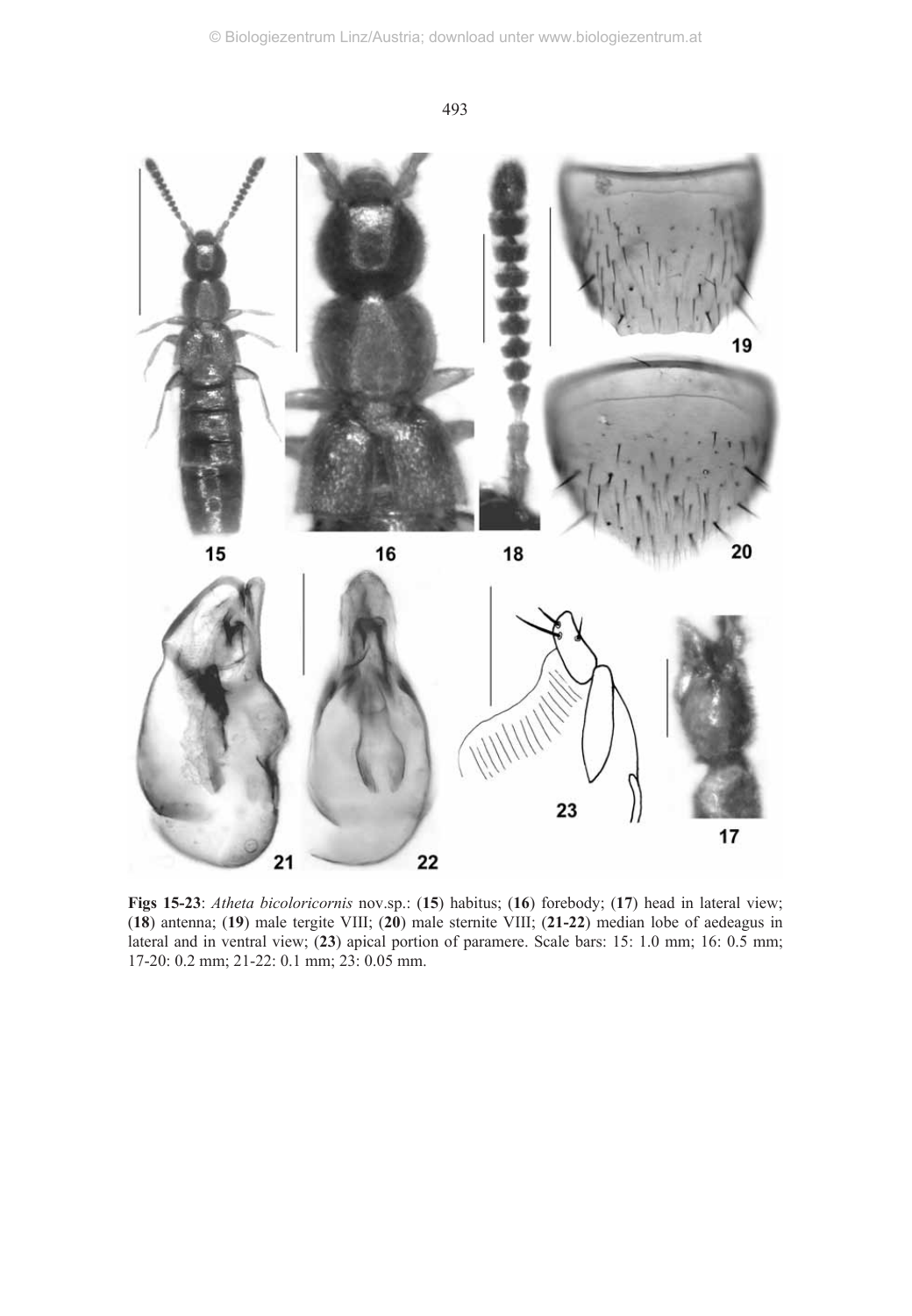**Figs 15-23**: *Atheta bicoloricornis* nov.sp.: (**15**) habitus; (**16**) forebody; (**17**) head in lateral view; (**18**) antenna; (**19**) male tergite VIII; (**20**) male sternite VIII; (**21-22**) median lobe of aedeagus in lateral and in ventral view; (**23**) apical portion of paramere. Scale bars: 15: 1.0 mm; 16: 0.5 mm; 17-20: 0.2 mm; 21-22: 0.1 mm; 23: 0.05 mm.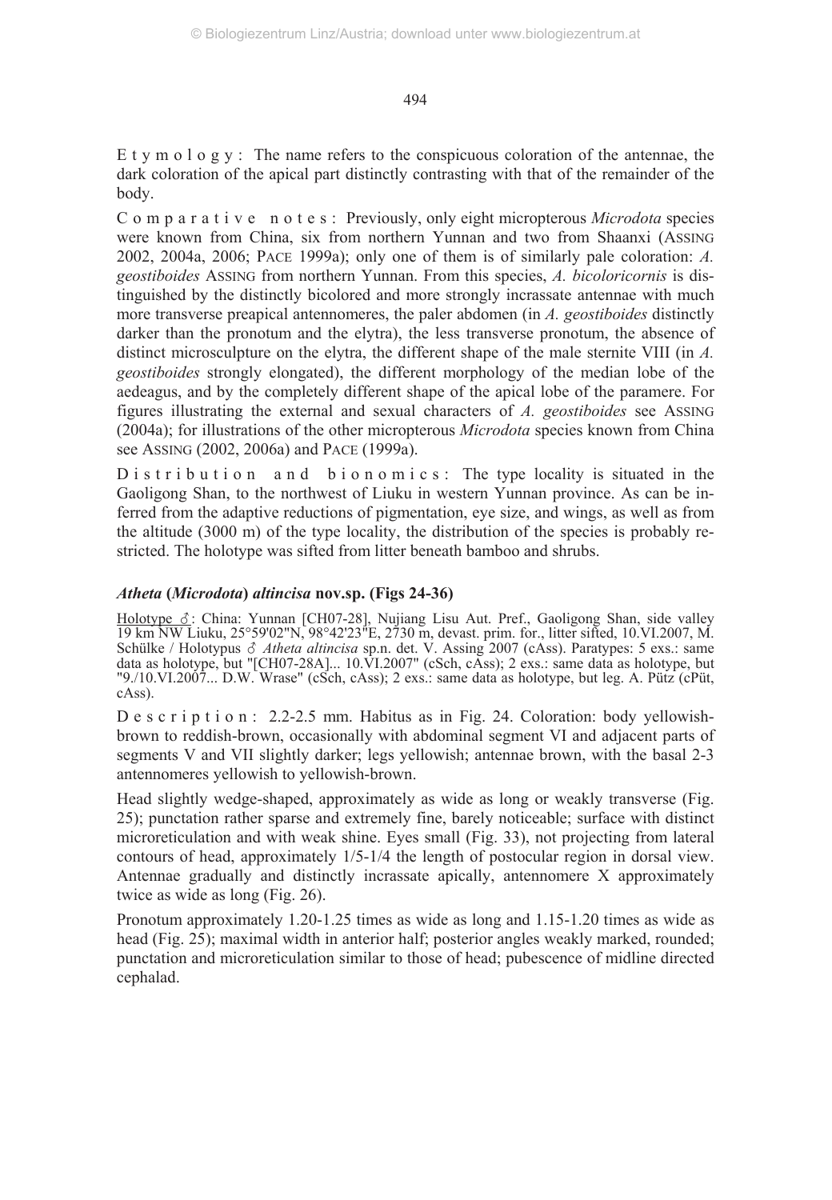Etymology: The name refers to the conspicuous coloration of the antennae, the dark coloration of the apical part distinctly contrasting with that of the remainder of the body.

Comparative notes: Previously, only eight micropterous *Microdota* species were known from China, six from northern Yunnan and two from Shaanxi (ASSING 2002, 2004a, 2006; PACE 1999a); only one of them is of similarly pale coloration: *A. geostiboides* ASSING from northern Yunnan. From this species, *A. bicoloricornis* is distinguished by the distinctly bicolored and more strongly incrassate antennae with much more transverse preapical antennomeres, the paler abdomen (in *A. geostiboides* distinctly darker than the pronotum and the elytra), the less transverse pronotum, the absence of distinct microsculpture on the elytra, the different shape of the male sternite VIII (in *A. geostiboides* strongly elongated), the different morphology of the median lobe of the aedeagus, and by the completely different shape of the apical lobe of the paramere. For figures illustrating the external and sexual characters of *A. geostiboides* see ASSING (2004a); for illustrations of the other micropterous *Microdota* species known from China see ASSING (2002, 2006a) and PACE (1999a).

Distribution and bionomics: The type locality is situated in the Gaoligong Shan, to the northwest of Liuku in western Yunnan province. As can be inferred from the adaptive reductions of pigmentation, eye size, and wings, as well as from the altitude (3000 m) of the type locality, the distribution of the species is probably restricted. The holotype was sifted from litter beneath bamboo and shrubs.

### *Atheta* (*Microdota*) *altincisa* nov.sp. (Figs 24-36)

Holotype ♂: China: Yunnan [CH07-28], Nujiang Lisu Aut. Pref., Gaoligong Shan, side valley 19 km NW Liuku, 25°59'02"N, 98°42'23"E, 2730 m, devast. prim. for., litter sifted, 10.VI.2007, M. Schülke / Holotypus ♂ *Atheta altincisa* sp.n. det. V. Assing 2007 (cAss). Paratypes: 5 exs.: same data as holotype, but "[CH07-28A]... 10.VI.2007" (cSch, cAss); 2 exs.: same data as holotype, but "9./10.VI.2007... D.W. Wrase" (cSch, cAss); 2 exs.: same data as holotype, but leg. A. Pütz (cPüt, cAss).

Description: 2.2-2.5 mm. Habitus as in Fig. 24. Coloration: body yellowish-brown to reddish-brown, occasionally with abdominal segment VI and adjacent parts of segments V and VII slightly darker; legs yellowish; antennae brown, with the basal 2-3 antennomeres yellowish to yellowish-brown.

Head slightly wedge-shaped, approximately as wide as long or weakly transverse (Fig. 25); punctation rather sparse and extremely fine, barely noticeable; surface with distinct microreticulation and with weak shine. Eyes small (Fig. 33), not projecting from lateral contours of head, approximately 1/5-1/4 the length of postocular region in dorsal view. Antennae gradually and distinctly incrassate apically, antennomere X approximately twice as wide as long (Fig. 26).

Pronotum approximately 1.20-1.25 times as wide as long and 1.15-1.20 times as wide as head (Fig. 25); maximal width in anterior half; posterior angles weakly marked, rounded; punctation and microreticulation similar to those of head; pubescence of midline directed cephalad.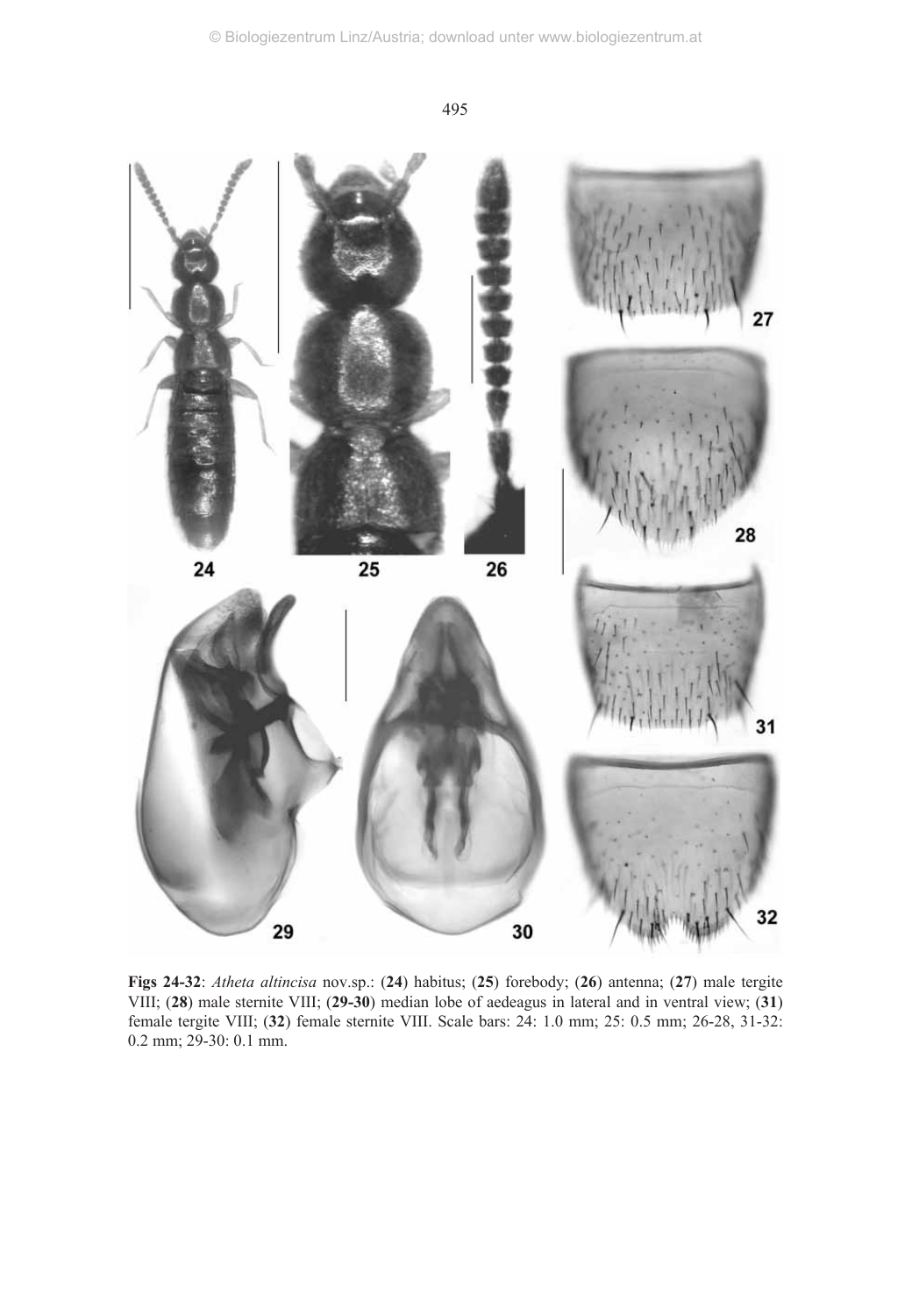**Figs 24-32**: *Atheta altincisa* nov.sp.: (**24**) habitus; (**25**) forebody; (**26**) antenna; (**27**) male tergite VIII; (**28**) male sternite VIII; (**29-30**) median lobe of aedeagus in lateral and in ventral view; (**31**) female tergite VIII; (**32**) female sternite VIII. Scale bars: 24: 1.0 mm; 25: 0.5 mm; 26-28, 31-32: 0.2 mm; 29-30: 0.1 mm.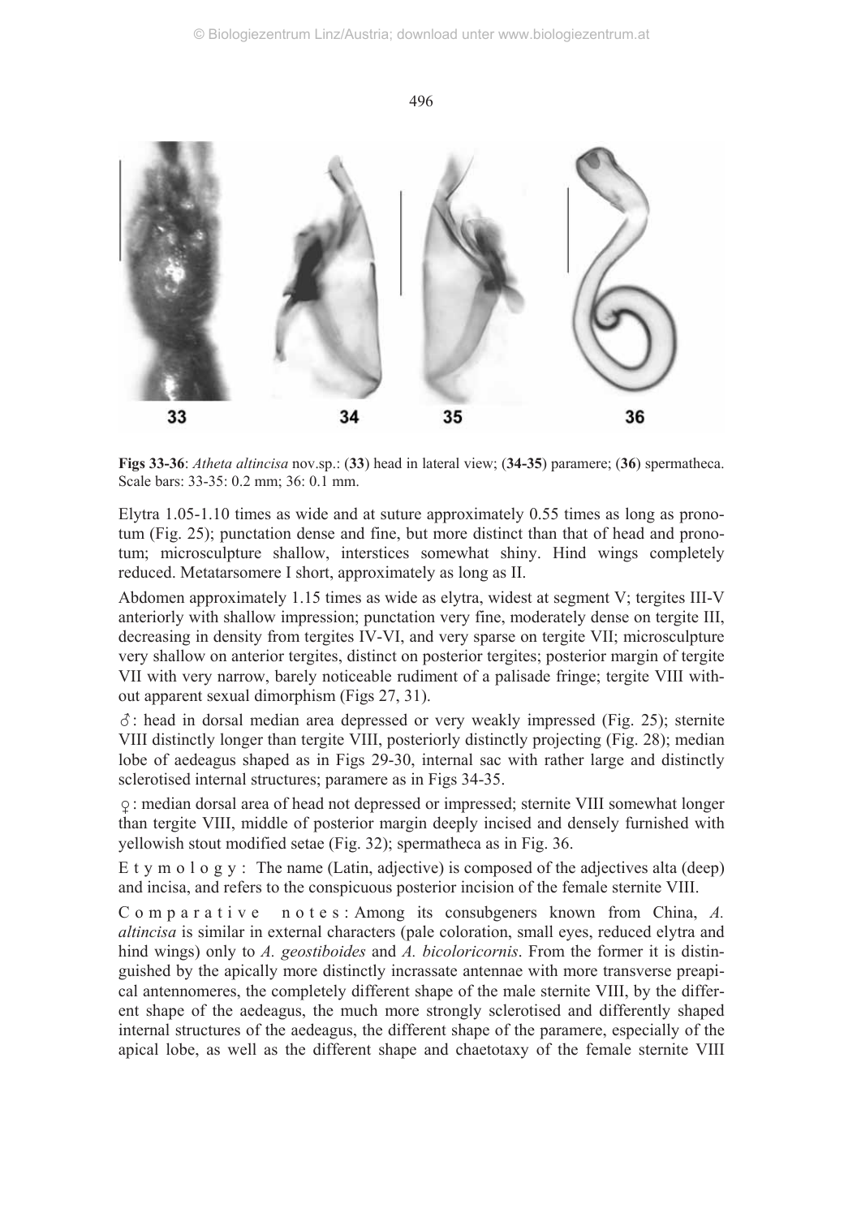**Figs 33-36**: *Atheta altincisa* nov.sp.: (**33**) head in lateral view; (**34-35**) paramere; (**36**) spermatheca. Scale bars: 33-35: 0.2 mm; 36: 0.1 mm.

Elytra 1.05-1.10 times as wide and at suture approximately 0.55 times as long as pronotum (Fig. 25); punctation dense and fine, but more distinct than that of head and pronotum; microsculpture shallow, interstices somewhat shiny. Hind wings completely reduced. Metatarsomere I short, approximately as long as II.

Abdomen approximately 1.15 times as wide as elytra, widest at segment V; tergites III-V anteriorly with shallow impression; punctation very fine, moderately dense on tergite III, decreasing in density from tergites IV-VI, and very sparse on tergite VII; microsculpture very shallow on anterior tergites, distinct on posterior tergites; posterior margin of tergite VII with very narrow, barely noticeable rudiment of a palisade fringe; tergite VIII without apparent sexual dimorphism (Figs 27, 31).

♂: head in dorsal median area depressed or very weakly impressed (Fig. 25); sternite VIII distinctly longer than tergite VIII, posteriorly distinctly projecting (Fig. 28); median lobe of aedeagus shaped as in Figs 29-30, internal sac with rather large and distinctly sclerotised internal structures; paramere as in Figs 34-35.

♀: median dorsal area of head not depressed or impressed; sternite VIII somewhat longer than tergite VIII, middle of posterior margin deeply incised and densely furnished with yellowish stout modified setae (Fig. 32); spermatheca as in Fig. 36.

Etymology: The name (Latin, adjective) is composed of the adjectives alta (deep) and incisa, and refers to the conspicuous posterior incision of the female sternite VIII.

Comparative notes: Among its consubgeners known from China, *A. altincisa* is similar in external characters (pale coloration, small eyes, reduced elytra and hind wings) only to *A. geostiboides* and *A. bicoloricornis*. From the former it is distinguished by the apically more distinctly incrassate antennae with more transverse preapical antennomeres, the completely different shape of the male sternite VIII, by the different shape of the aedeagus, the much more strongly sclerotised and differently shaped internal structures of the aedeagus, the different shape of the paramere, especially of the apical lobe, as well as the different shape and chaetotaxy of the female sternite VIII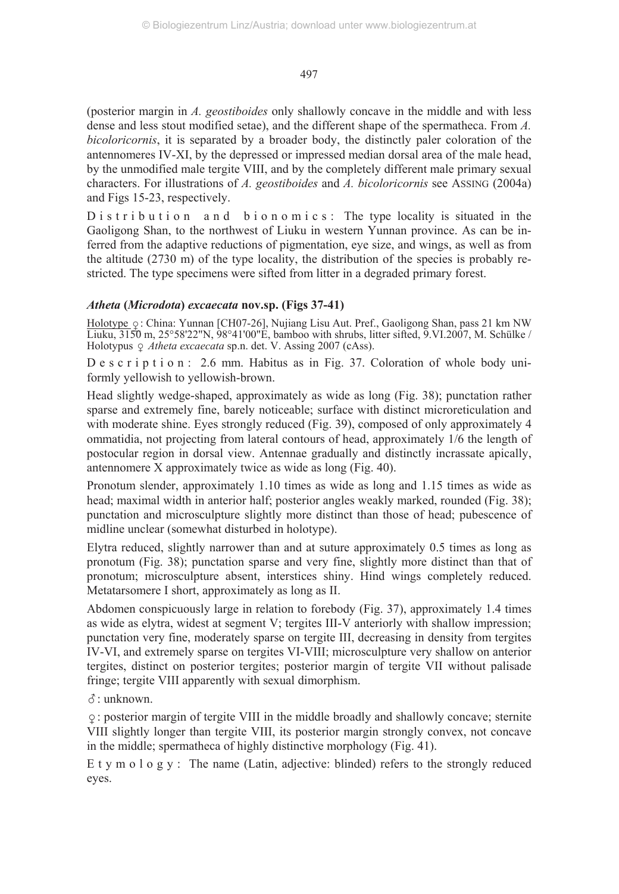(posterior margin in *A. geostiboides* only shallowly concave in the middle and with less dense and less stout modified setae), and the different shape of the spermatheca. From *A. bicoloricornis*, it is separated by a broader body, the distinctly paler coloration of the antennomeres IV-XI, by the depressed or impressed median dorsal area of the male head, by the unmodified male tergite VIII, and by the completely different male primary sexual characters. For illustrations of *A. geostiboides* and *A. bicoloricornis* see ASSING (2004a) and Figs 15-23, respectively.

D i s t r i b u t i o n  a n d  b i o n o m i c s : The type locality is situated in the Gaoligong Shan, to the northwest of Liuku in western Yunnan province. As can be inferred from the adaptive reductions of pigmentation, eye size, and wings, as well as from the altitude (2730 m) of the type locality, the distribution of the species is probably restricted. The type specimens were sifted from litter in a degraded primary forest.

### *Atheta* (*Microdota*) *excaecata* nov.sp. (Figs 37-41)

Holotype ♀: China: Yunnan [CH07-26], Nujiang Lisu Aut. Pref., Gaoligong Shan, pass 21 km NW Liuku, 3150 m, 25°58'22"N, 98°41'00"E, bamboo with shrubs, litter sifted, 9.VI.2007, M. Schülke / Holotypus ♀ *Atheta excaecata* sp.n. det. V. Assing 2007 (cAss).

D e s c r i p t i o n : 2.6 mm. Habitus as in Fig. 37. Coloration of whole body uniformly yellowish to yellowish-brown.

Head slightly wedge-shaped, approximately as wide as long (Fig. 38); punctation rather sparse and extremely fine, barely noticeable; surface with distinct microreticulation and with moderate shine. Eyes strongly reduced (Fig. 39), composed of only approximately 4 ommatidia, not projecting from lateral contours of head, approximately 1/6 the length of postocular region in dorsal view. Antennae gradually and distinctly incrassate apically, antennomere X approximately twice as wide as long (Fig. 40).

Pronotum slender, approximately 1.10 times as wide as long and 1.15 times as wide as head; maximal width in anterior half; posterior angles weakly marked, rounded (Fig. 38); punctation and microsculpture slightly more distinct than those of head; pubescence of midline unclear (somewhat disturbed in holotype).

Elytra reduced, slightly narrower than and at suture approximately 0.5 times as long as pronotum (Fig. 38); punctation sparse and very fine, slightly more distinct than that of pronotum; microsculpture absent, interstices shiny. Hind wings completely reduced. Metatarsomere I short, approximately as long as II.

Abdomen conspicuously large in relation to forebody (Fig. 37), approximately 1.4 times as wide as elytra, widest at segment V; tergites III-V anteriorly with shallow impression; punctation very fine, moderately sparse on tergite III, decreasing in density from tergites IV-VI, and extremely sparse on tergites VI-VIII; microsculpture very shallow on anterior tergites, distinct on posterior tergites; posterior margin of tergite VII without palisade fringe; tergite VIII apparently with sexual dimorphism.

♂: unknown.

♀: posterior margin of tergite VIII in the middle broadly and shallowly concave; sternite VIII slightly longer than tergite VIII, its posterior margin strongly convex, not concave in the middle; spermatheca of highly distinctive morphology (Fig. 41).

E t y m o l o g y : The name (Latin, adjective: blinded) refers to the strongly reduced eyes.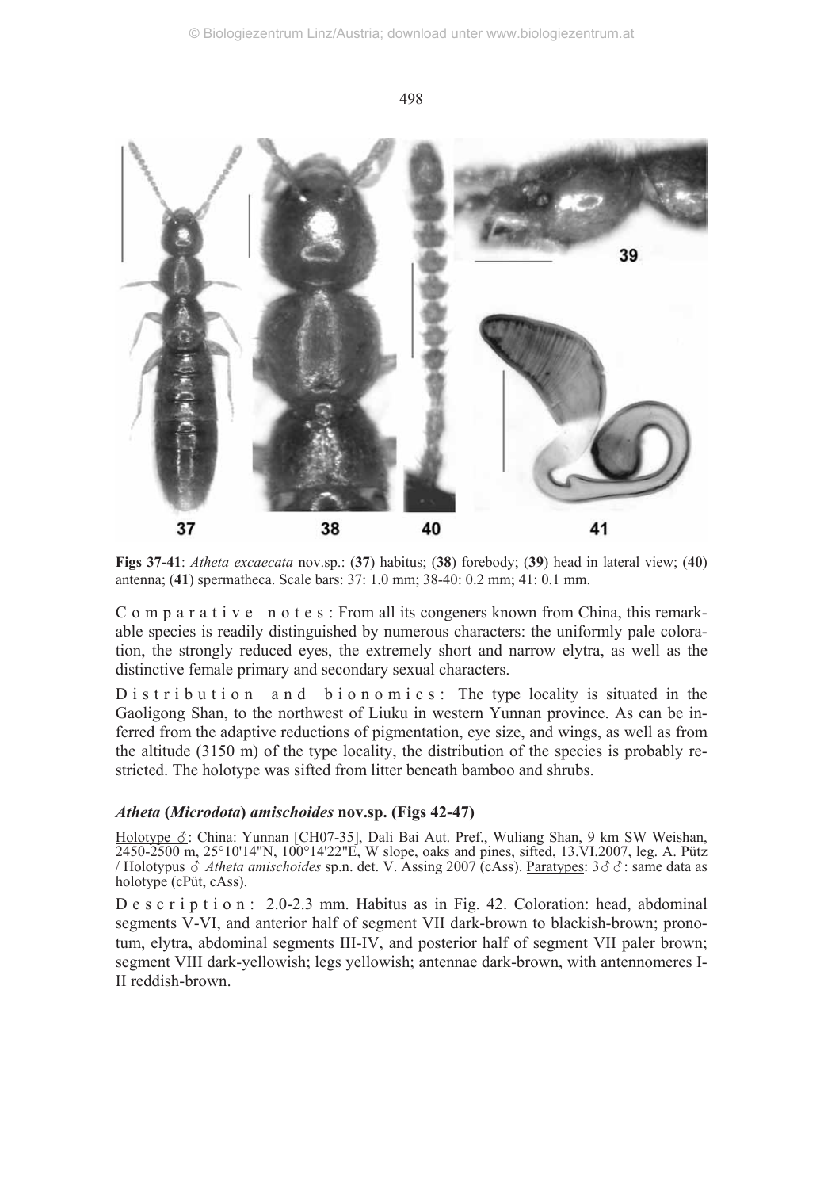**Figs 37-41**: *Atheta excaecata* nov.sp.: (**37**) habitus; (**38**) forebody; (**39**) head in lateral view; (**40**) antenna; (**41**) spermatheca. Scale bars: 37: 1.0 mm; 38-40: 0.2 mm; 41: 0.1 mm.

Comparative notes: From all its congeners known from China, this remarkable species is readily distinguished by numerous characters: the uniformly pale coloration, the strongly reduced eyes, the extremely short and narrow elytra, as well as the distinctive female primary and secondary sexual characters.

Distribution and bionomics: The type locality is situated in the Gaoligong Shan, to the northwest of Liuku in western Yunnan province. As can be inferred from the adaptive reductions of pigmentation, eye size, and wings, as well as from the altitude (3150 m) of the type locality, the distribution of the species is probably restricted. The holotype was sifted from litter beneath bamboo and shrubs.

### *Atheta* (*Microdota*) *amischoides* nov.sp. (Figs 42-47)

Holotype ♂: China: Yunnan [CH07-35], Dali Bai Aut. Pref., Wuliang Shan, 9 km SW Weishan, 2450-2500 m, 25°10'14"N, 100°14'22"E, W slope, oaks and pines, sifted, 13.VI.2007, leg. A. Pütz / Holotypus ♂ *Atheta amischoides* sp.n. det. V. Assing 2007 (cAss). Paratypes: 3♂♂: same data as holotype (cPüt, cAss).

Description: 2.0-2.3 mm. Habitus as in Fig. 42. Coloration: head, abdominal segments V-VI, and anterior half of segment VII dark-brown to blackish-brown; pronotum, elytra, abdominal segments III-IV, and posterior half of segment VII paler brown; segment VIII dark-yellowish; legs yellowish; antennae dark-brown, with antennomeres I-II reddish-brown.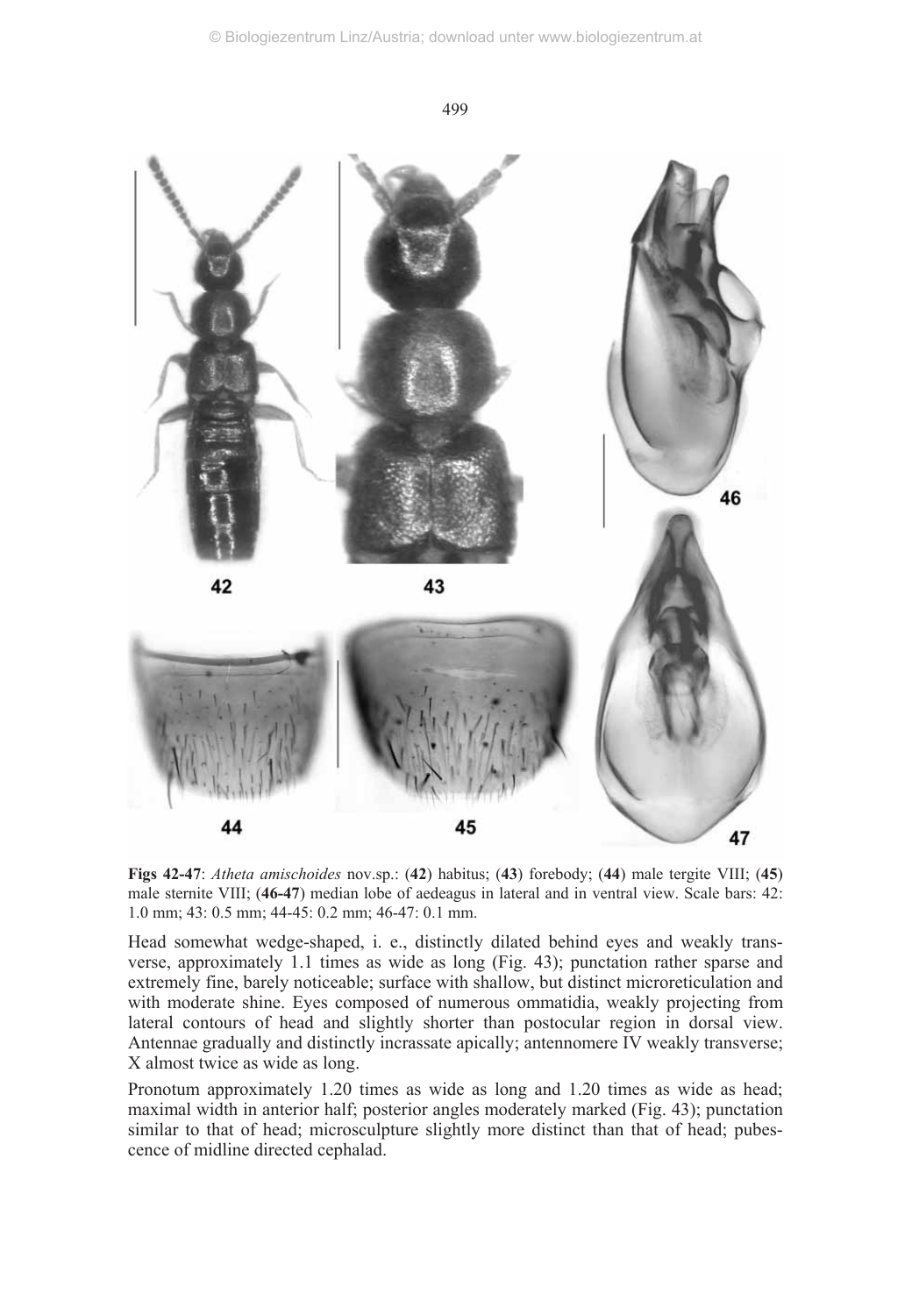**Figs 42-47**: *Atheta amischoides* nov.sp.: (**42**) habitus; (**43**) forebody; (**44**) male tergite VIII; (**45**) male sternite VIII; (**46-47**) median lobe of aedeagus in lateral and in ventral view. Scale bars: 42: 1.0 mm; 43: 0.5 mm; 44-45: 0.2 mm; 46-47: 0.1 mm.

Head somewhat wedge-shaped, i. e., distinctly dilated behind eyes and weakly transverse, approximately 1.1 times as wide as long (Fig. 43); punctation rather sparse and extremely fine, barely noticeable; surface with shallow, but distinct microreticulation and with moderate shine. Eyes composed of numerous ommatidia, weakly projecting from lateral contours of head and slightly shorter than postocular region in dorsal view. Antennae gradually and distinctly incrassate apically; antennomere IV weakly transverse; X almost twice as wide as long.

Pronotum approximately 1.20 times as wide as long and 1.20 times as wide as head; maximal width in anterior half; posterior angles moderately marked (Fig. 43); punctation similar to that of head; microsculpture slightly more distinct than that of head; pubescence of midline directed cephalad.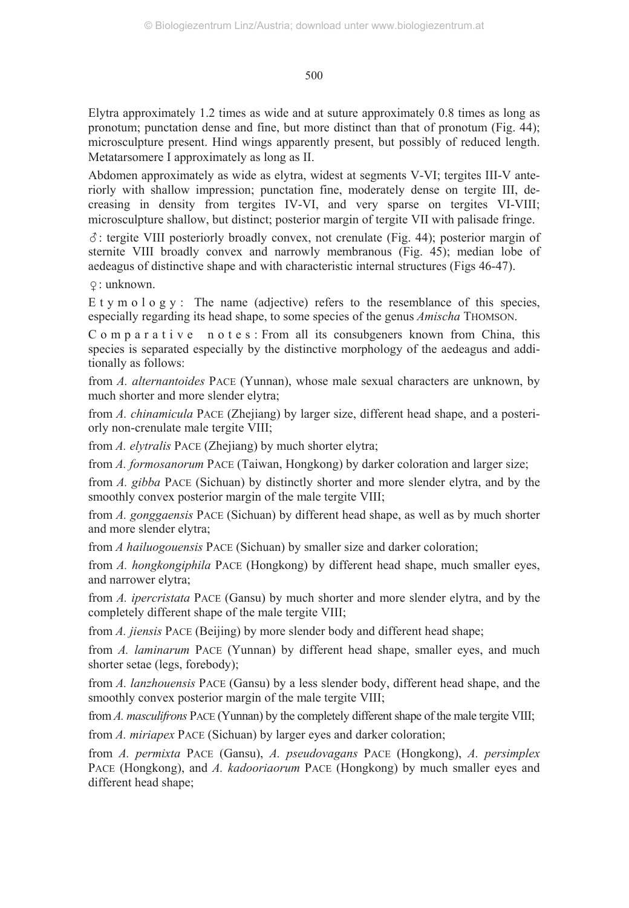Elytra approximately 1.2 times as wide and at suture approximately 0.8 times as long as pronotum; punctation dense and fine, but more distinct than that of pronotum (Fig. 44); microsculpture present. Hind wings apparently present, but possibly of reduced length. Metatarsomere I approximately as long as II.

Abdomen approximately as wide as elytra, widest at segments V-VI; tergites III-V anteriorly with shallow impression; punctation fine, moderately dense on tergite III, decreasing in density from tergites IV-VI, and very sparse on tergites VI-VIII; microsculpture shallow, but distinct; posterior margin of tergite VII with palisade fringe.

♂: tergite VIII posteriorly broadly convex, not crenulate (Fig. 44); posterior margin of sternite VIII broadly convex and narrowly membranous (Fig. 45); median lobe of aedeagus of distinctive shape and with characteristic internal structures (Figs 46-47).

♀: unknown.

Etymology: The name (adjective) refers to the resemblance of this species, especially regarding its head shape, to some species of the genus *Amischa* THOMSON.

Comparative notes: From all its consubgeners known from China, this species is separated especially by the distinctive morphology of the aedeagus and additionally as follows:

from *A. alternantoides* PACE (Yunnan), whose male sexual characters are unknown, by much shorter and more slender elytra;

from *A. chinamicula* PACE (Zhejiang) by larger size, different head shape, and a posteriorly non-crenulate male tergite VIII;

from *A. elytralis* PACE (Zhejiang) by much shorter elytra;

from *A. formosanorum* PACE (Taiwan, Hongkong) by darker coloration and larger size;

from *A. gibba* PACE (Sichuan) by distinctly shorter and more slender elytra, and by the smoothly convex posterior margin of the male tergite VIII;

from *A. gonggaensis* PACE (Sichuan) by different head shape, as well as by much shorter and more slender elytra;

from *A hailuogouensis* PACE (Sichuan) by smaller size and darker coloration;

from *A. hongkongiphila* PACE (Hongkong) by different head shape, much smaller eyes, and narrower elytra;

from *A. ipercristata* PACE (Gansu) by much shorter and more slender elytra, and by the completely different shape of the male tergite VIII;

from *A. jiensis* PACE (Beijing) by more slender body and different head shape;

from *A. laminarum* PACE (Yunnan) by different head shape, smaller eyes, and much shorter setae (legs, forebody);

from *A. lanzhouensis* PACE (Gansu) by a less slender body, different head shape, and the smoothly convex posterior margin of the male tergite VIII;

from *A. masculifrons* PACE (Yunnan) by the completely different shape of the male tergite VIII;

from *A. miriapex* PACE (Sichuan) by larger eyes and darker coloration;

from *A. permixta* PACE (Gansu), *A. pseudovagans* PACE (Hongkong), *A. persimplex* PACE (Hongkong), and *A. kadooriaorum* PACE (Hongkong) by much smaller eyes and different head shape;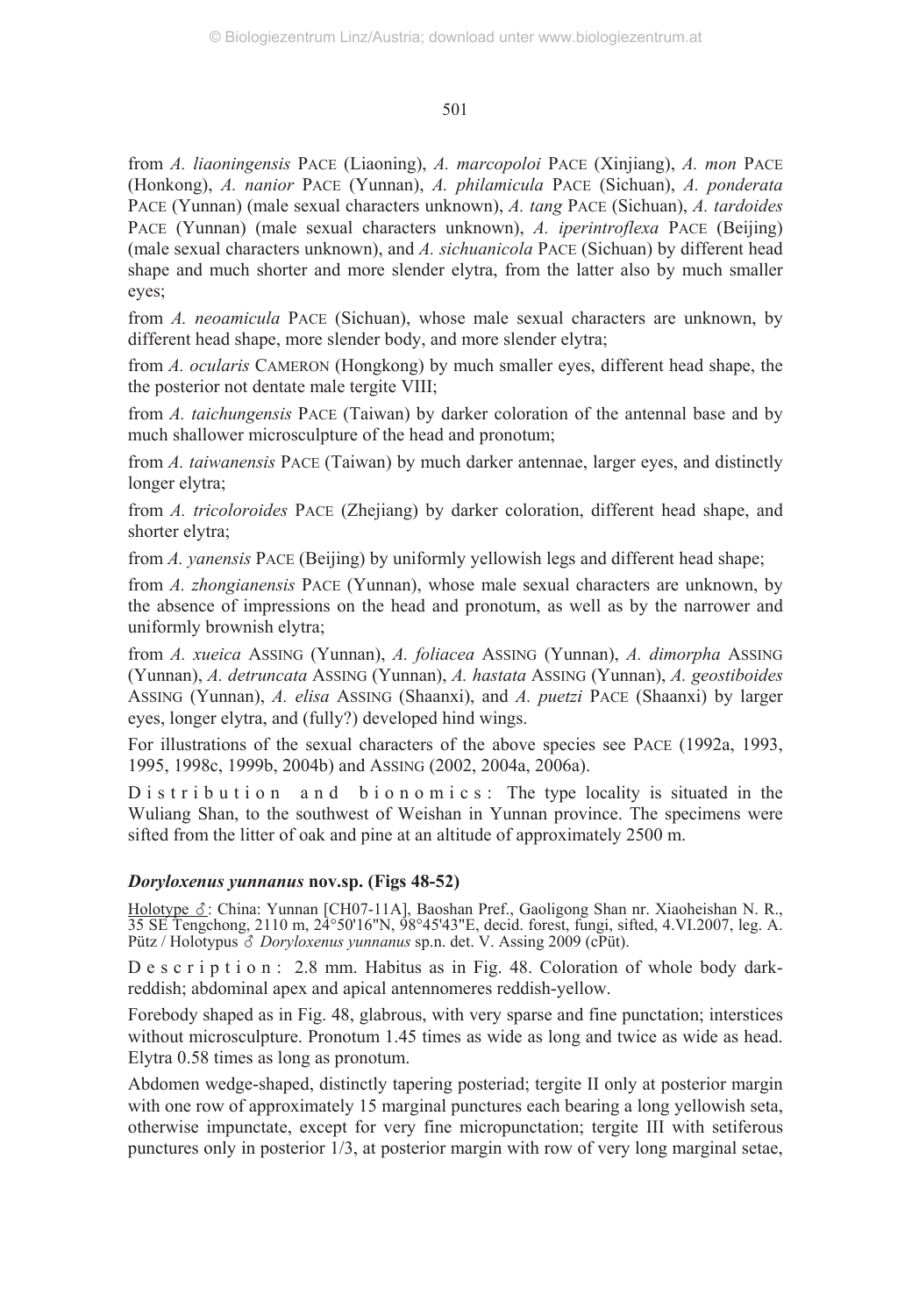from *A. liaoningensis* PACE (Liaoning), *A. marcopoloi* PACE (Xinjiang), *A. mon* PACE (Honkong), *A. nanior* PACE (Yunnan), *A. philamicula* PACE (Sichuan), *A. ponderata* PACE (Yunnan) (male sexual characters unknown), *A. tang* PACE (Sichuan), *A. tardoides* PACE (Yunnan) (male sexual characters unknown), *A. iperintroflexa* PACE (Beijing) (male sexual characters unknown), and *A. sichuanicola* PACE (Sichuan) by different head shape and much shorter and more slender elytra, from the latter also by much smaller eyes;

from *A. neoamicula* PACE (Sichuan), whose male sexual characters are unknown, by different head shape, more slender body, and more slender elytra;

from *A. ocularis* CAMERON (Hongkong) by much smaller eyes, different head shape, the the posterior not dentate male tergite VIII;

from *A. taichungensis* PACE (Taiwan) by darker coloration of the antennal base and by much shallower microsculpture of the head and pronotum;

from *A. taiwanensis* PACE (Taiwan) by much darker antennae, larger eyes, and distinctly longer elytra;

from *A. tricoloroides* PACE (Zhejiang) by darker coloration, different head shape, and shorter elytra;

from *A. yanensis* PACE (Beijing) by uniformly yellowish legs and different head shape;

from *A. zhongianensis* PACE (Yunnan), whose male sexual characters are unknown, by the absence of impressions on the head and pronotum, as well as by the narrower and uniformly brownish elytra;

from *A. xueica* ASSING (Yunnan), *A. foliacea* ASSING (Yunnan), *A. dimorpha* ASSING (Yunnan), *A. detruncata* ASSING (Yunnan), *A. hastata* ASSING (Yunnan), *A. geostiboides* ASSING (Yunnan), *A. elisa* ASSING (Shaanxi), and *A. puetzi* PACE (Shaanxi) by larger eyes, longer elytra, and (fully?) developed hind wings.

For illustrations of the sexual characters of the above species see PACE (1992a, 1993, 1995, 1998c, 1999b, 2004b) and ASSING (2002, 2004a, 2006a).

Distribution and bionomics: The type locality is situated in the Wuliang Shan, to the southwest of Weishan in Yunnan province. The specimens were sifted from the litter of oak and pine at an altitude of approximately 2500 m.

### *Doryloxenus yunnanus* nov.sp. (Figs 48-52)

Holotype ♂: China: Yunnan [CH07-11A], Baoshan Pref., Gaoligong Shan nr. Xiaoheishan N. R., 35 SE Tengchong, 2110 m, 24°50'16"N, 98°45'43"E, decid. forest, fungi, sifted, 4.VI.2007, leg. A. Pütz / Holotypus ♂ *Doryloxenus yunnanus* sp.n. det. V. Assing 2009 (cPüt).

Description: 2.8 mm. Habitus as in Fig. 48. Coloration of whole body dark-reddish; abdominal apex and apical antennomeres reddish-yellow.

Forebody shaped as in Fig. 48, glabrous, with very sparse and fine punctation; interstices without microsculpture. Pronotum 1.45 times as wide as long and twice as wide as head. Elytra 0.58 times as long as pronotum.

Abdomen wedge-shaped, distinctly tapering posteriad; tergite II only at posterior margin with one row of approximately 15 marginal punctures each bearing a long yellowish seta, otherwise impunctate, except for very fine micropunctation; tergite III with setiferous punctures only in posterior 1/3, at posterior margin with row of very long marginal setae,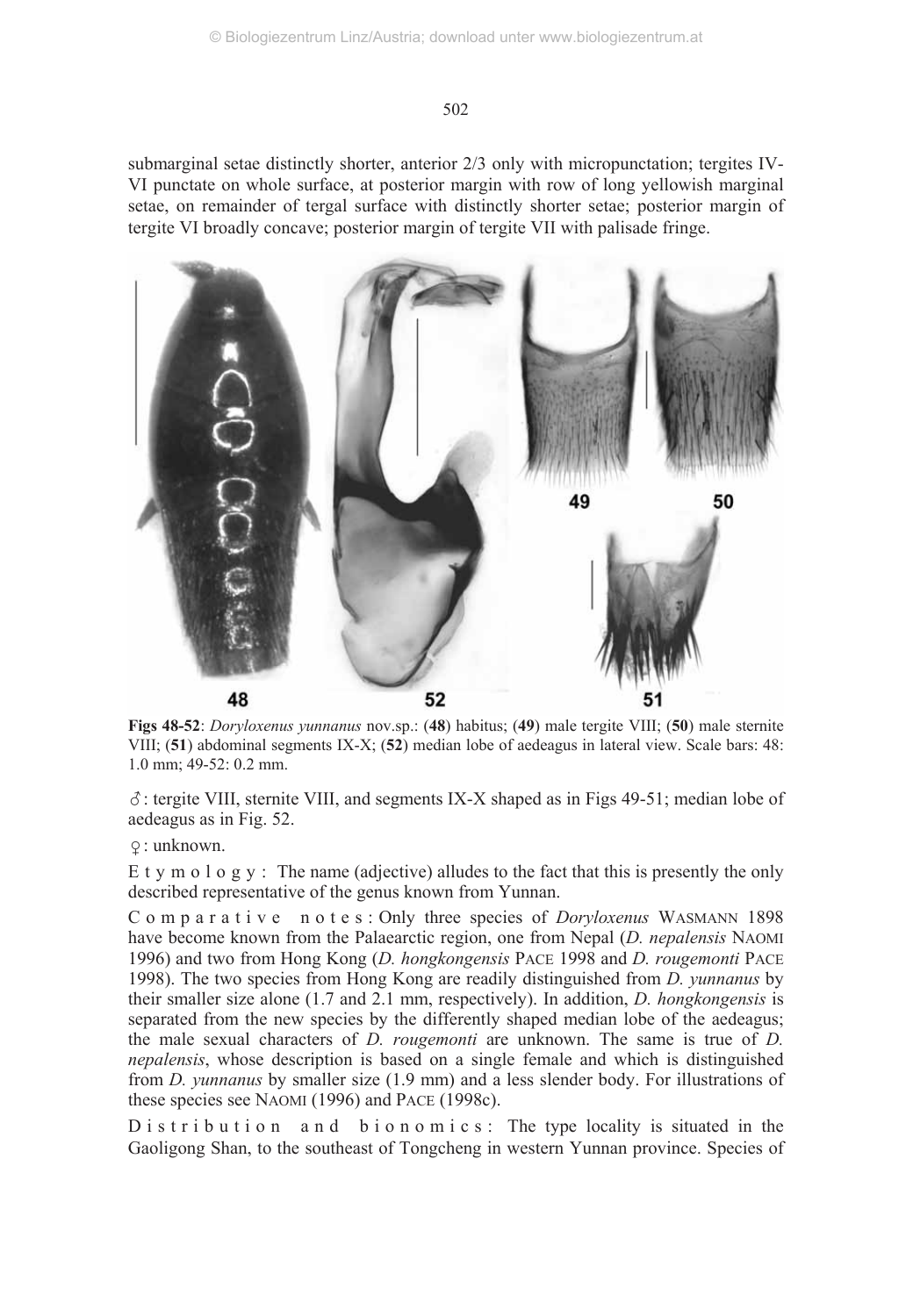submarginal setae distinctly shorter, anterior 2/3 only with micropunctation; tergites IV-VI punctate on whole surface, at posterior margin with row of long yellowish marginal setae, on remainder of tergal surface with distinctly shorter setae; posterior margin of tergite VI broadly concave; posterior margin of tergite VII with palisade fringe.

**Figs 48-52**: *Doryloxenus yunnanus* nov.sp.: (**48**) habitus; (**49**) male tergite VIII; (**50**) male sternite VIII; (**51**) abdominal segments IX-X; (**52**) median lobe of aedeagus in lateral view. Scale bars: 48: 1.0 mm; 49-52: 0.2 mm.

♂: tergite VIII, sternite VIII, and segments IX-X shaped as in Figs 49-51; median lobe of aedeagus as in Fig. 52.

♀: unknown.

E t y m o l o g y : The name (adjective) alludes to the fact that this is presently the only described representative of the genus known from Yunnan.

C o m p a r a t i v e  n o t e s : Only three species of *Doryloxenus* WASMANN 1898 have become known from the Palaearctic region, one from Nepal (*D. nepalensis* NAOMI 1996) and two from Hong Kong (*D. hongkongensis* PACE 1998 and *D. rougemonti* PACE 1998). The two species from Hong Kong are readily distinguished from *D. yunnanus* by their smaller size alone (1.7 and 2.1 mm, respectively). In addition, *D. hongkongensis* is separated from the new species by the differently shaped median lobe of the aedeagus; the male sexual characters of *D. rougemonti* are unknown. The same is true of *D. nepalensis*, whose description is based on a single female and which is distinguished from *D. yunnanus* by smaller size (1.9 mm) and a less slender body. For illustrations of these species see NAOMI (1996) and PACE (1998c).

D i s t r i b u t i o n  a n d  b i o n o m i c s : The type locality is situated in the Gaoligong Shan, to the southeast of Tongcheng in western Yunnan province. Species of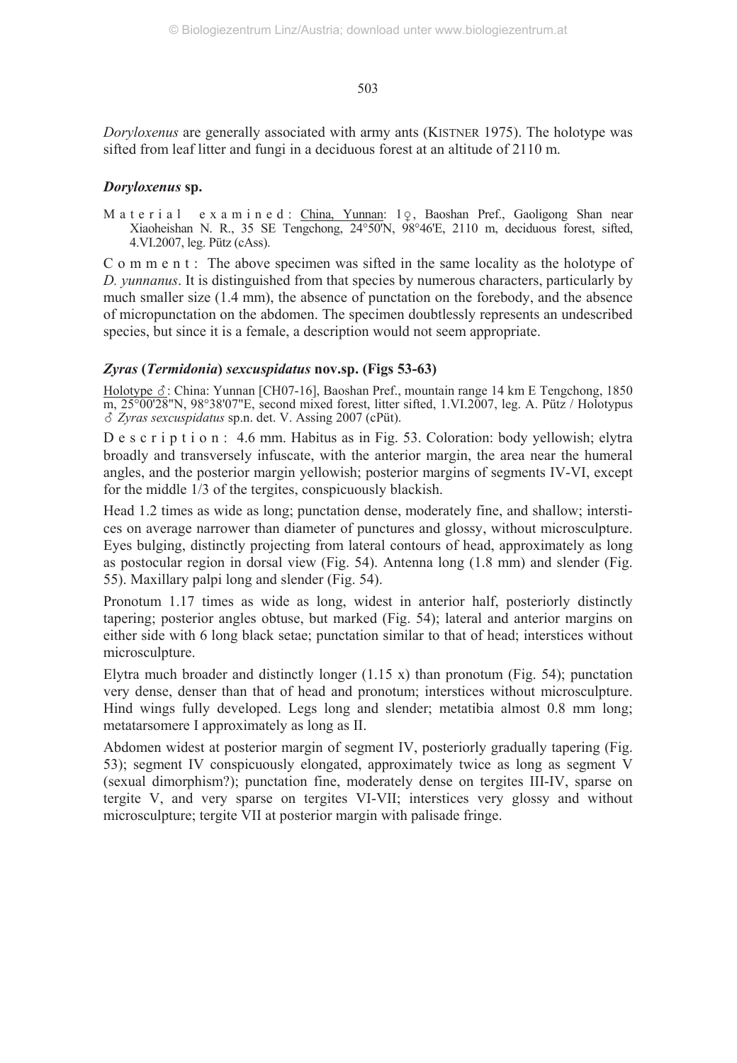*Doryloxenus* are generally associated with army ants (KISTNER 1975). The holotype was sifted from leaf litter and fungi in a deciduous forest at an altitude of 2110 m.

### *Doryloxenus* sp.

Material examined: China, Yunnan: 1♀, Baoshan Pref., Gaoligong Shan near Xiaoheishan N. R., 35 SE Tengchong, 24°50'N, 98°46'E, 2110 m, deciduous forest, sifted, 4.VI.2007, leg. Pütz (cAss).

Comment: The above specimen was sifted in the same locality as the holotype of *D. yunnanus*. It is distinguished from that species by numerous characters, particularly by much smaller size (1.4 mm), the absence of punctation on the forebody, and the absence of micropunctation on the abdomen. The specimen doubtlessly represents an undescribed species, but since it is a female, a description would not seem appropriate.

### *Zyras* (*Termidonia*) *sexcuspidatus* nov.sp. (Figs 53-63)

Holotype ♂: China: Yunnan [CH07-16], Baoshan Pref., mountain range 14 km E Tengchong, 1850 m, 25°00'28"N, 98°38'07"E, second mixed forest, litter sifted, 1.VI.2007, leg. A. Pütz / Holotypus ♂ *Zyras sexcuspidatus* sp.n. det. V. Assing 2007 (cPüt).

Description: 4.6 mm. Habitus as in Fig. 53. Coloration: body yellowish; elytra broadly and transversely infuscate, with the anterior margin, the area near the humeral angles, and the posterior margin yellowish; posterior margins of segments IV-VI, except for the middle 1/3 of the tergites, conspicuously blackish.

Head 1.2 times as wide as long; punctation dense, moderately fine, and shallow; interstices on average narrower than diameter of punctures and glossy, without microsculpture. Eyes bulging, distinctly projecting from lateral contours of head, approximately as long as postocular region in dorsal view (Fig. 54). Antenna long (1.8 mm) and slender (Fig. 55). Maxillary palpi long and slender (Fig. 54).

Pronotum 1.17 times as wide as long, widest in anterior half, posteriorly distinctly tapering; posterior angles obtuse, but marked (Fig. 54); lateral and anterior margins on either side with 6 long black setae; punctation similar to that of head; interstices without microsculpture.

Elytra much broader and distinctly longer (1.15 x) than pronotum (Fig. 54); punctation very dense, denser than that of head and pronotum; interstices without microsculpture. Hind wings fully developed. Legs long and slender; metatibia almost 0.8 mm long; metatarsomere I approximately as long as II.

Abdomen widest at posterior margin of segment IV, posteriorly gradually tapering (Fig. 53); segment IV conspicuously elongated, approximately twice as long as segment V (sexual dimorphism?); punctation fine, moderately dense on tergites III-IV, sparse on tergite V, and very sparse on tergites VI-VII; interstices very glossy and without microsculpture; tergite VII at posterior margin with palisade fringe.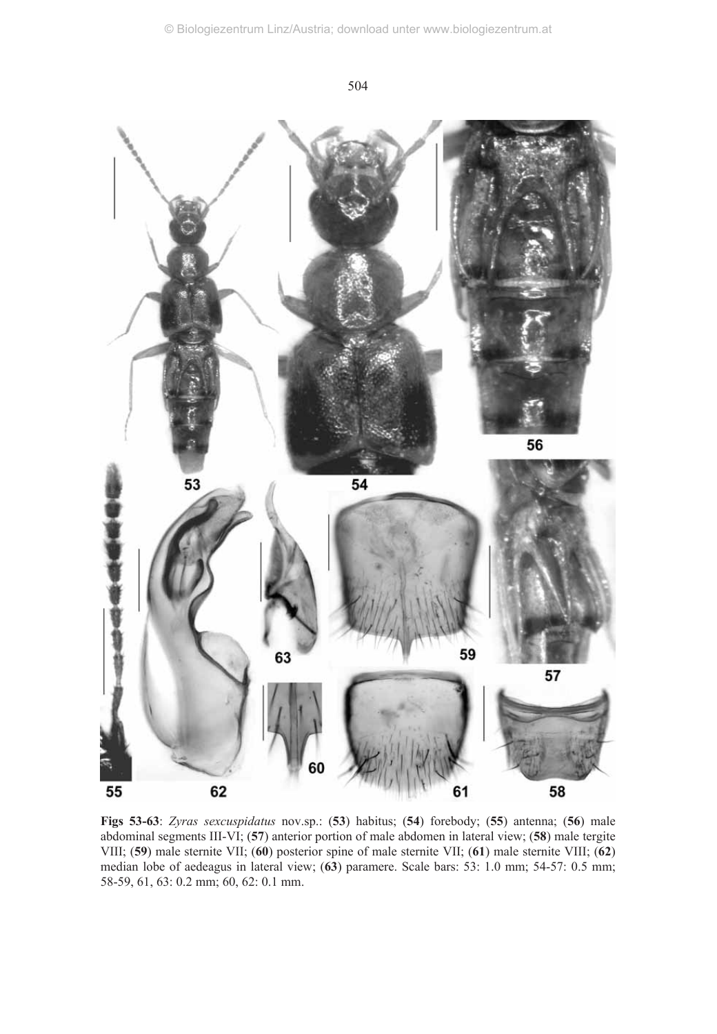**Figs 53-63**: *Zyras sexcuspidatus* nov.sp.: (**53**) habitus; (**54**) forebody; (**55**) antenna; (**56**) male abdominal segments III-VI; (**57**) anterior portion of male abdomen in lateral view; (**58**) male tergite VIII; (**59**) male sternite VII; (**60**) posterior spine of male sternite VII; (**61**) male sternite VIII; (**62**) median lobe of aedeagus in lateral view; (**63**) paramere. Scale bars: 53: 1.0 mm; 54-57: 0.5 mm; 58-59, 61, 63: 0.2 mm; 60, 62: 0.1 mm.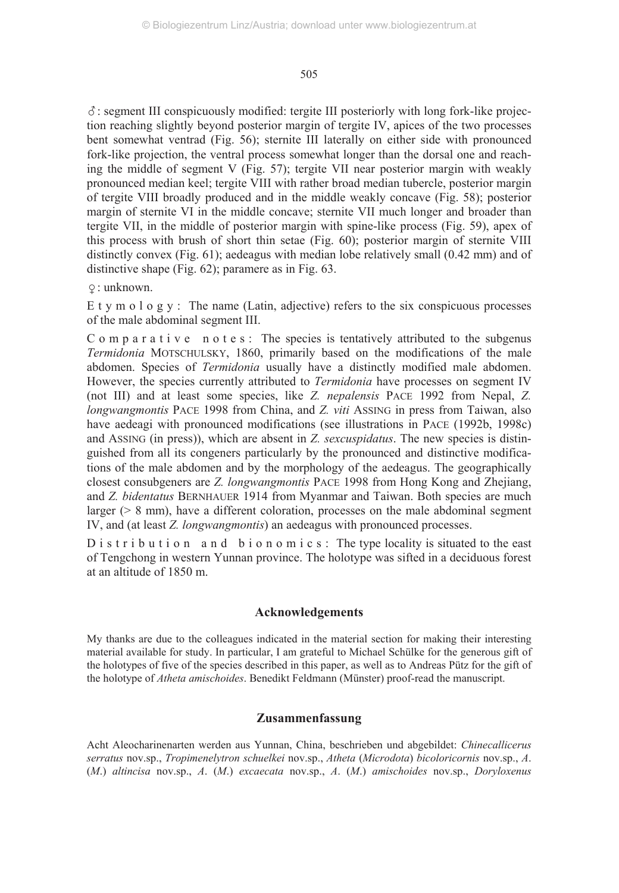♂: segment III conspicuously modified: tergite III posteriorly with long fork-like projection reaching slightly beyond posterior margin of tergite IV, apices of the two processes bent somewhat ventrad (Fig. 56); sternite III laterally on either side with pronounced fork-like projection, the ventral process somewhat longer than the dorsal one and reaching the middle of segment V (Fig. 57); tergite VII near posterior margin with weakly pronounced median keel; tergite VIII with rather broad median tubercle, posterior margin of tergite VIII broadly produced and in the middle weakly concave (Fig. 58); posterior margin of sternite VI in the middle concave; sternite VII much longer and broader than tergite VII, in the middle of posterior margin with spine-like process (Fig. 59), apex of this process with brush of short thin setae (Fig. 60); posterior margin of sternite VIII distinctly convex (Fig. 61); aedeagus with median lobe relatively small (0.42 mm) and of distinctive shape (Fig. 62); paramere as in Fig. 63.

♀: unknown.

E t y m o l o g y : The name (Latin, adjective) refers to the six conspicuous processes of the male abdominal segment III.

C o m p a r a t i v e n o t e s : The species is tentatively attributed to the subgenus *Termidonia* MOTSCHULSKY, 1860, primarily based on the modifications of the male abdomen. Species of *Termidonia* usually have a distinctly modified male abdomen. However, the species currently attributed to *Termidonia* have processes on segment IV (not III) and at least some species, like *Z. nepalensis* PACE 1992 from Nepal, *Z. longwangmontis* PACE 1998 from China, and *Z. viti* ASSING in press from Taiwan, also have aedeagi with pronounced modifications (see illustrations in PACE (1992b, 1998c) and ASSING (in press)), which are absent in *Z. sexcuspidatus*. The new species is distinguished from all its congeners particularly by the pronounced and distinctive modifications of the male abdomen and by the morphology of the aedeagus. The geographically closest consubgeners are *Z. longwangmontis* PACE 1998 from Hong Kong and Zhejiang, and *Z. bidentatus* BERNHAUER 1914 from Myanmar and Taiwan. Both species are much larger (> 8 mm), have a different coloration, processes on the male abdominal segment IV, and (at least *Z. longwangmontis*) an aedeagus with pronounced processes.

D i s t r i b u t i o n a n d b i o n o m i c s : The type locality is situated to the east of Tengchong in western Yunnan province. The holotype was sifted in a deciduous forest at an altitude of 1850 m.

## Acknowledgements

My thanks are due to the colleagues indicated in the material section for making their interesting material available for study. In particular, I am grateful to Michael Schülke for the generous gift of the holotypes of five of the species described in this paper, as well as to Andreas Pütz for the gift of the holotype of *Atheta amischoides*. Benedikt Feldmann (Münster) proof-read the manuscript.

## Zusammenfassung

Acht Aleocharinenarten werden aus Yunnan, China, beschrieben und abgebildet: *Chinecallicerus serratus* nov.sp., *Tropimenelytron schuelkei* nov.sp., *Atheta* (*Microdota*) *bicoloricornis* nov.sp., *A*. (*M*.) *altincisa* nov.sp., *A*. (*M*.) *excaecata* nov.sp., *A*. (*M*.) *amischoides* nov.sp., *Doryloxenus*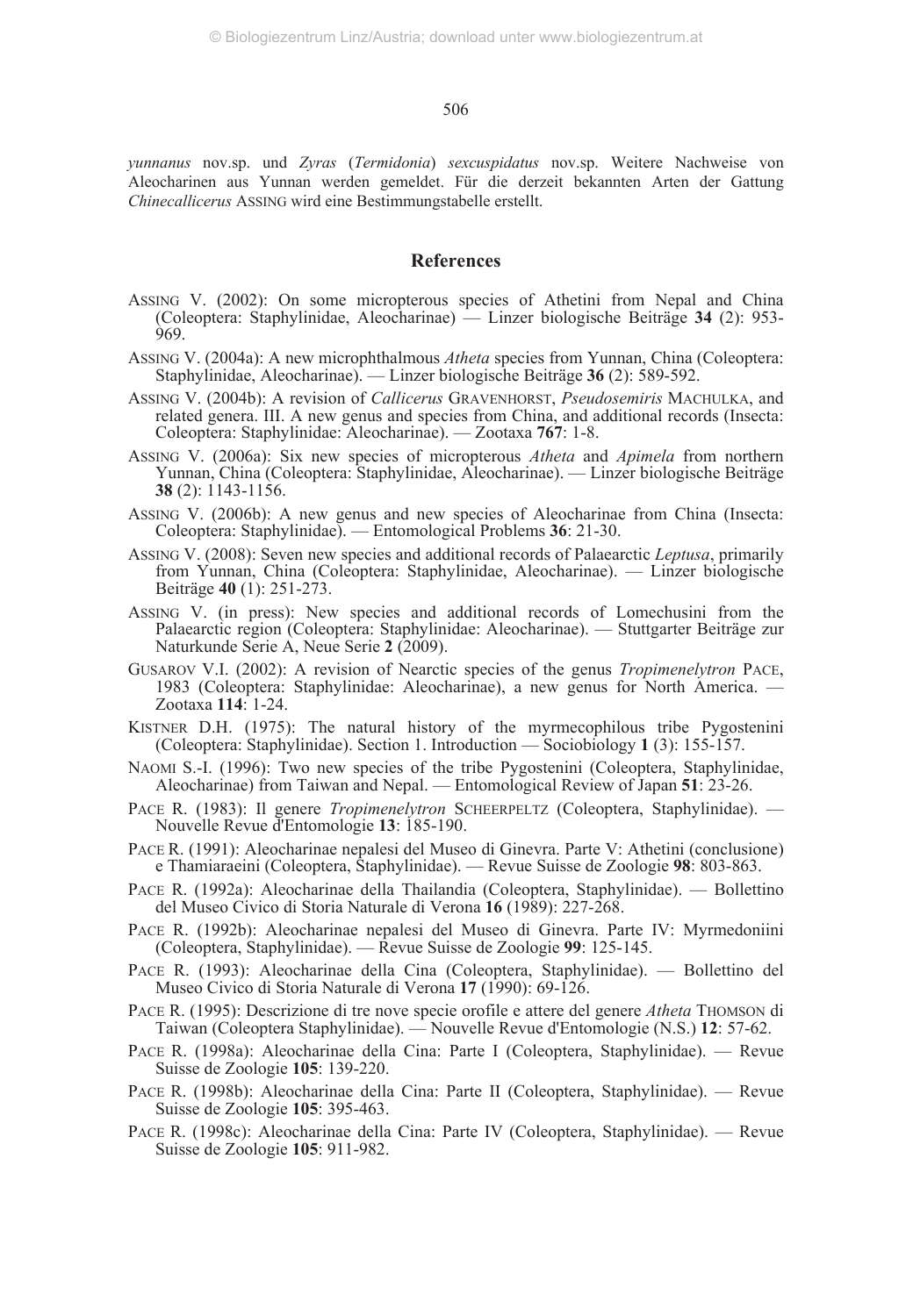*yunnanus* nov.sp. und *Zyras* (*Termidonia*) *sexcuspidatus* nov.sp. Weitere Nachweise von Aleocharinen aus Yunnan werden gemeldet. Für die derzeit bekannten Arten der Gattung *Chinecallicerus* ASSING wird eine Bestimmungstabelle erstellt.

## References

ASSING V. (2002): On some micropterous species of Athetini from Nepal and China (Coleoptera: Staphylinidae, Aleocharinae) — Linzer biologische Beiträge **34** (2): 953-969.

ASSING V. (2004a): A new microphthalmous *Atheta* species from Yunnan, China (Coleoptera: Staphylinidae, Aleocharinae). — Linzer biologische Beiträge **36** (2): 589-592.

ASSING V. (2004b): A revision of *Callicerus* GRAVENHORST, *Pseudosemiris* MACHULKA, and related genera. III. A new genus and species from China, and additional records (Insecta: Coleoptera: Staphylinidae: Aleocharinae). — Zootaxa **767**: 1-8.

ASSING V. (2006a): Six new species of micropterous *Atheta* and *Apimela* from northern Yunnan, China (Coleoptera: Staphylinidae, Aleocharinae). — Linzer biologische Beiträge **38** (2): 1143-1156.

ASSING V. (2006b): A new genus and new species of Aleocharinae from China (Insecta: Coleoptera: Staphylinidae). — Entomological Problems **36**: 21-30.

ASSING V. (2008): Seven new species and additional records of Palaearctic *Leptusa*, primarily from Yunnan, China (Coleoptera: Staphylinidae, Aleocharinae). — Linzer biologische Beiträge **40** (1): 251-273.

ASSING V. (in press): New species and additional records of Lomechusini from the Palaearctic region (Coleoptera: Staphylinidae: Aleocharinae). — Stuttgarter Beiträge zur Naturkunde Serie A, Neue Serie **2** (2009).

GUSAROV V.I. (2002): A revision of Nearctic species of the genus *Tropimenelytron* PACE, 1983 (Coleoptera: Staphylinidae: Aleocharinae), a new genus for North America. — Zootaxa **114**: 1-24.

KISTNER D.H. (1975): The natural history of the myrmecophilous tribe Pygostenini (Coleoptera: Staphylinidae). Section 1. Introduction — Sociobiology **1** (3): 155-157.

NAOMI S.-I. (1996): Two new species of the tribe Pygostenini (Coleoptera, Staphylinidae, Aleocharinae) from Taiwan and Nepal. — Entomological Review of Japan **51**: 23-26.

PACE R. (1983): Il genere *Tropimenelytron* SCHEERPELTZ (Coleoptera, Staphylinidae). — Nouvelle Revue d'Entomologie **13**: 185-190.

PACE R. (1991): Aleocharinae nepalesi del Museo di Ginevra. Parte V: Athetini (conclusione) e Thamiaraeini (Coleoptera, Staphylinidae). — Revue Suisse de Zoologie **98**: 803-863.

PACE R. (1992a): Aleocharinae della Thailandia (Coleoptera, Staphylinidae). — Bollettino del Museo Civico di Storia Naturale di Verona **16** (1989): 227-268.

PACE R. (1992b): Aleocharinae nepalesi del Museo di Ginevra. Parte IV: Myrmedoniini (Coleoptera, Staphylinidae). — Revue Suisse de Zoologie **99**: 125-145.

PACE R. (1993): Aleocharinae della Cina (Coleoptera, Staphylinidae). — Bollettino del Museo Civico di Storia Naturale di Verona **17** (1990): 69-126.

PACE R. (1995): Descrizione di tre nove specie orofile e attere del genere *Atheta* THOMSON di Taiwan (Coleoptera Staphylinidae). — Nouvelle Revue d'Entomologie (N.S.) **12**: 57-62.

PACE R. (1998a): Aleocharinae della Cina: Parte I (Coleoptera, Staphylinidae). — Revue Suisse de Zoologie **105**: 139-220.

PACE R. (1998b): Aleocharinae della Cina: Parte II (Coleoptera, Staphylinidae). — Revue Suisse de Zoologie **105**: 395-463.

PACE R. (1998c): Aleocharinae della Cina: Parte IV (Coleoptera, Staphylinidae). — Revue Suisse de Zoologie **105**: 911-982.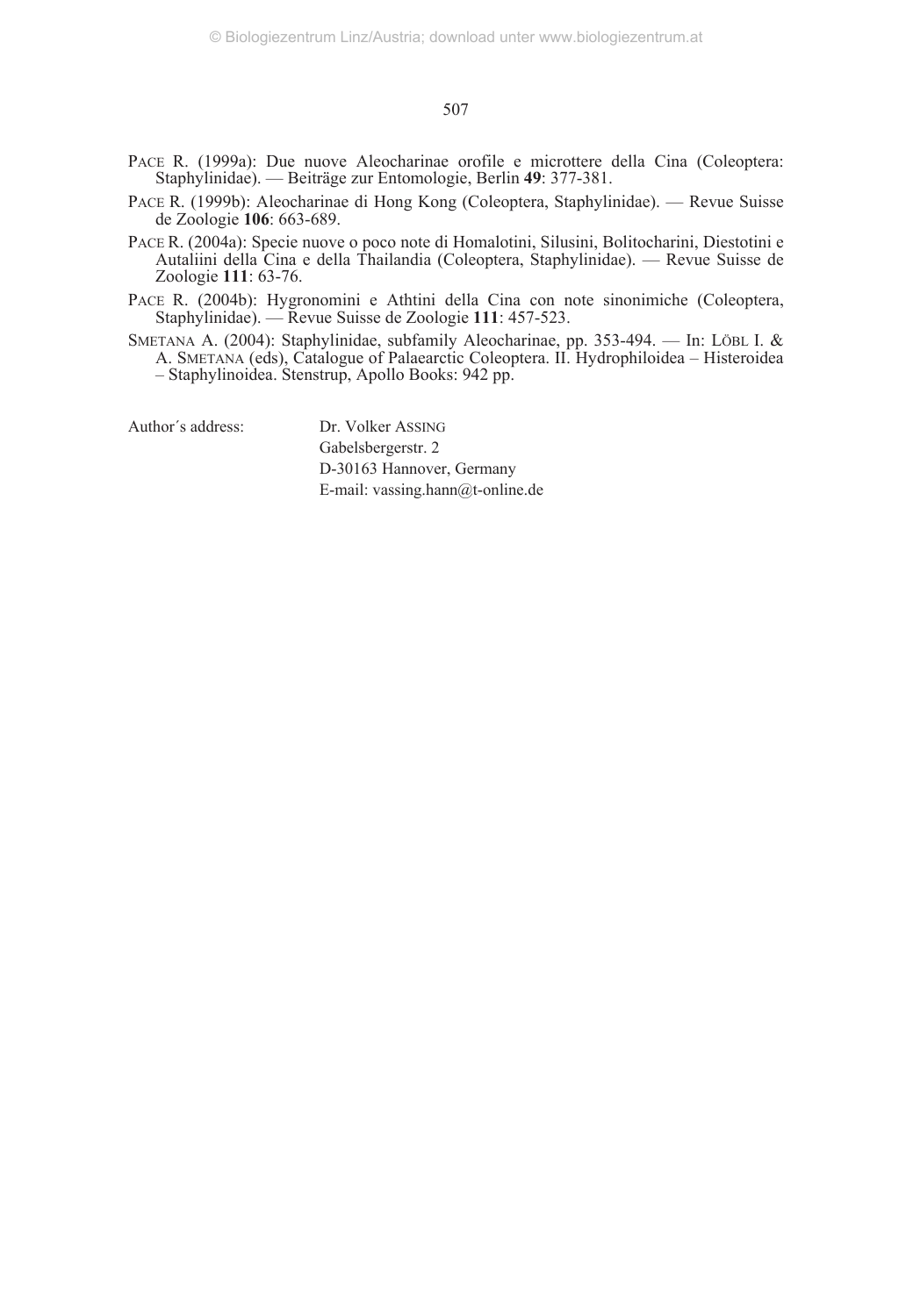PACE R. (1999a): Due nuove Aleocharinae orofile e microttere della Cina (Coleoptera: Staphylinidae). — Beiträge zur Entomologie, Berlin **49**: 377-381.

PACE R. (1999b): Aleocharinae di Hong Kong (Coleoptera, Staphylinidae). — Revue Suisse de Zoologie **106**: 663-689.

PACE R. (2004a): Specie nuove o poco note di Homalotini, Silusini, Bolitocharini, Diestotini e Autaliini della Cina e della Thailandia (Coleoptera, Staphylinidae). — Revue Suisse de Zoologie **111**: 63-76.

PACE R. (2004b): Hygronomini e Athtini della Cina con note sinonimiche (Coleoptera, Staphylinidae). — Revue Suisse de Zoologie **111**: 457-523.

SMETANA A. (2004): Staphylinidae, subfamily Aleocharinae, pp. 353-494. — In: LÖBL I. & A. SMETANA (eds), Catalogue of Palaearctic Coleoptera. II. Hydrophiloidea – Histeroidea – Staphylinoidea. Stenstrup, Apollo Books: 942 pp.

Author´s address: Dr. Volker ASSING
Gabelsbergerstr. 2
D-30163 Hannover, Germany
E-mail: vassing.hann@t-online.de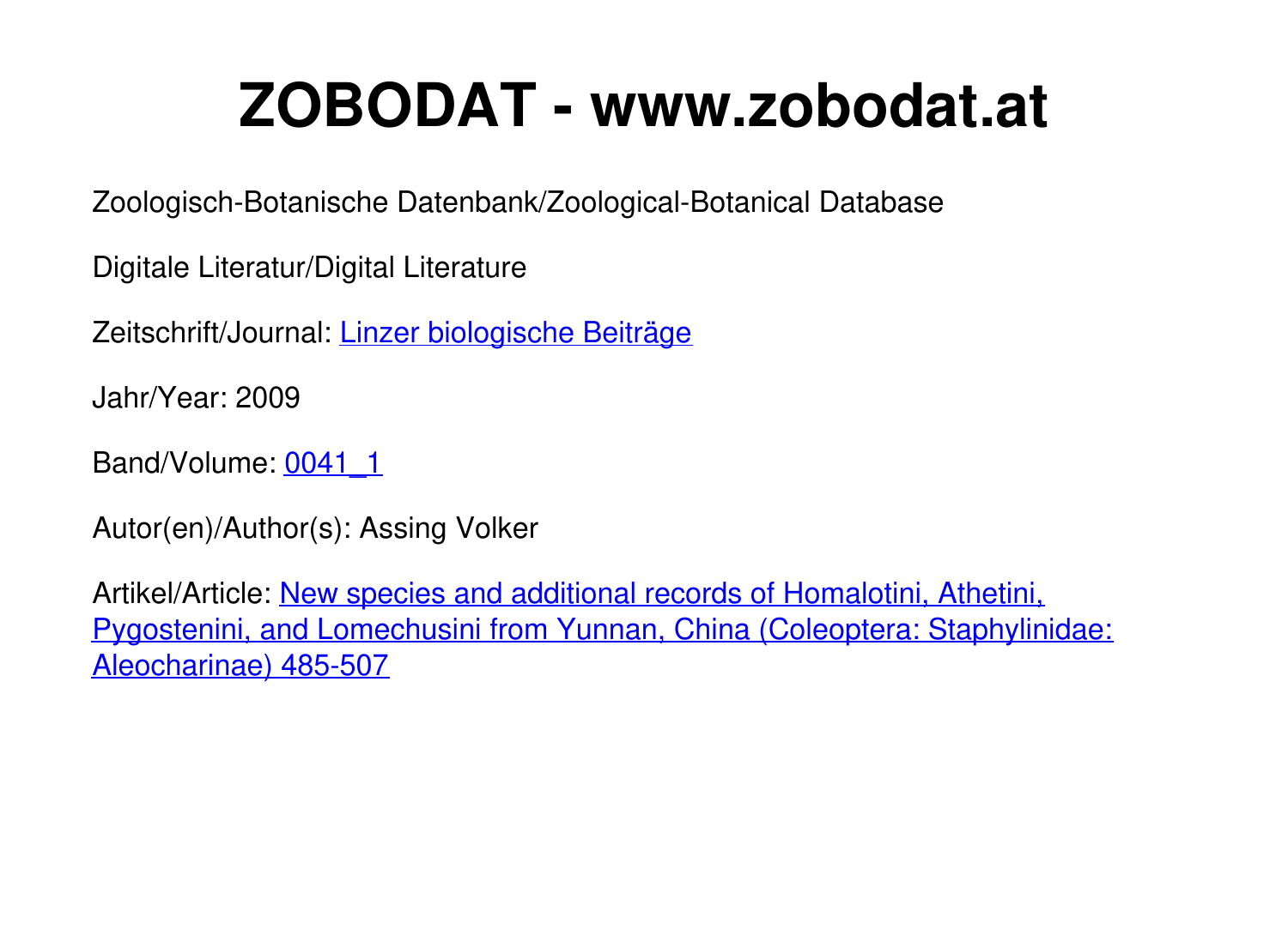# ZOBODAT - www.zobodat.at

Zoologisch-Botanische Datenbank/Zoological-Botanical Database

Digitale Literatur/Digital Literature

Zeitschrift/Journal: Linzer biologische Beiträge

Jahr/Year: 2009

Band/Volume: 0041_1

Autor(en)/Author(s): Assing Volker

Artikel/Article: New species and additional records of Homalotini, Athetini, Pygostenini, and Lomechusini from Yunnan, China (Coleoptera: Staphylinidae: Aleocharinae) 485-507